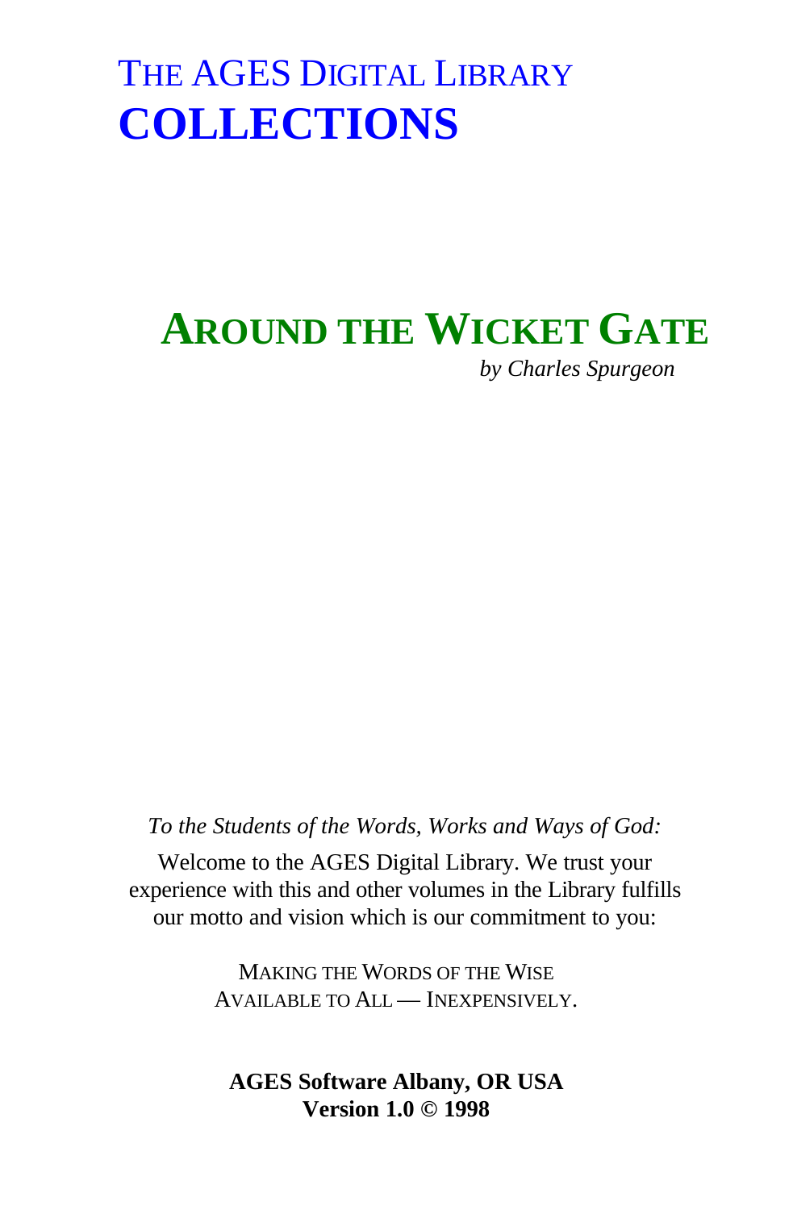# THE AGES DIGITAL LIBRARY
# COLLECTIONS

## AROUND THE WICKET GATE

*by Charles Spurgeon*

*To the Students of the Words, Works and Ways of God:*

Welcome to the AGES Digital Library. We trust your experience with this and other volumes in the Library fulfills our motto and vision which is our commitment to you:

MAKING THE WORDS OF THE WISE
AVAILABLE TO ALL — INEXPENSIVELY.

**AGES Software Albany, OR USA**
**Version 1.0 © 1998**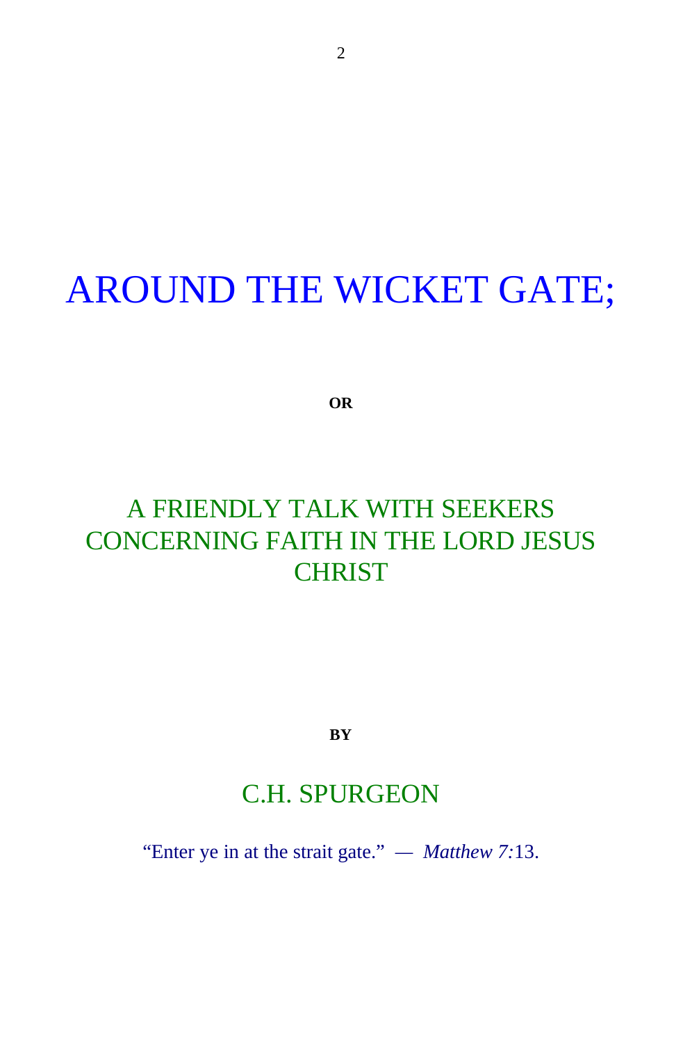# AROUND THE WICKET GATE;

**OR**

## A FRIENDLY TALK WITH SEEKERS CONCERNING FAITH IN THE LORD JESUS CHRIST

**BY**

## C.H. SPURGEON

“Enter ye in at the strait gate.” — *Matthew 7:*13.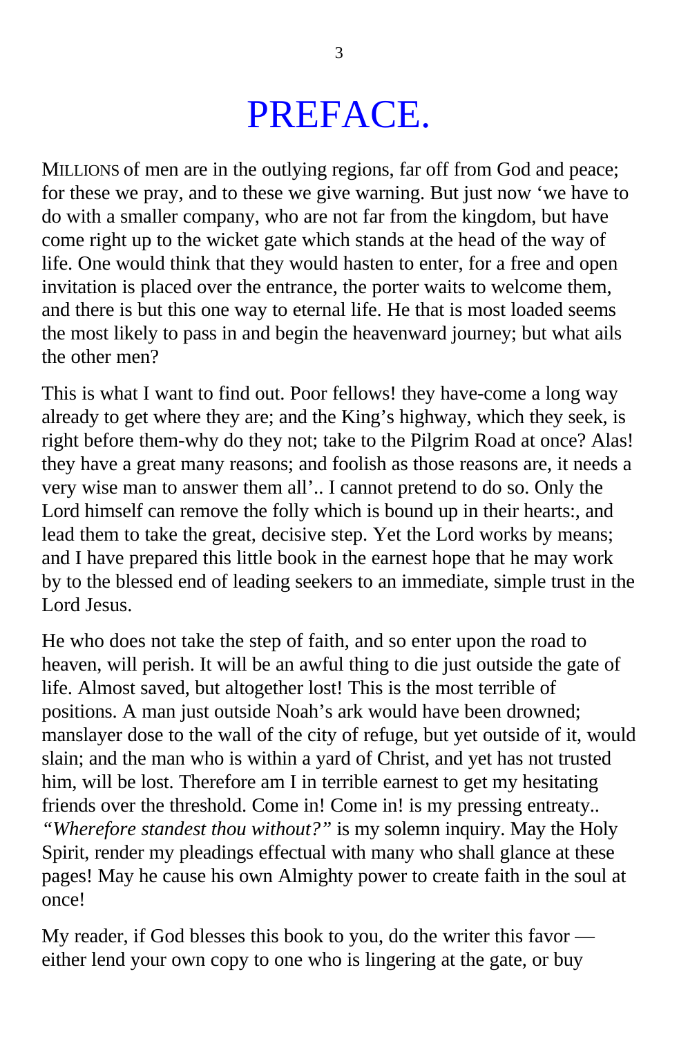# PREFACE.

MILLIONS of men are in the outlying regions, far off from God and peace; for these we pray, and to these we give warning. But just now 'we have to do with a smaller company, who are not far from the kingdom, but have come right up to the wicket gate which stands at the head of the way of life. One would think that they would hasten to enter, for a free and open invitation is placed over the entrance, the porter waits to welcome them, and there is but this one way to eternal life. He that is most loaded seems the most likely to pass in and begin the heavenward journey; but what ails the other men?

This is what I want to find out. Poor fellows! they have-come a long way already to get where they are; and the King's highway, which they seek, is right before them-why do they not; take to the Pilgrim Road at once? Alas! they have a great many reasons; and foolish as those reasons are, it needs a very wise man to answer them all'.. I cannot pretend to do so. Only the Lord himself can remove the folly which is bound up in their hearts:, and lead them to take the great, decisive step. Yet the Lord works by means; and I have prepared this little book in the earnest hope that he may work by to the blessed end of leading seekers to an immediate, simple trust in the Lord Jesus.

He who does not take the step of faith, and so enter upon the road to heaven, will perish. It will be an awful thing to die just outside the gate of life. Almost saved, but altogether lost! This is the most terrible of positions. A man just outside Noah's ark would have been drowned; manslayer dose to the wall of the city of refuge, but yet outside of it, would slain; and the man who is within a yard of Christ, and yet has not trusted him, will be lost. Therefore am I in terrible earnest to get my hesitating friends over the threshold. Come in! Come in! is my pressing entreaty.. *"Wherefore standest thou without?"* is my solemn inquiry. May the Holy Spirit, render my pleadings effectual with many who shall glance at these pages! May he cause his own Almighty power to create faith in the soul at once!

My reader, if God blesses this book to you, do the writer this favor — either lend your own copy to one who is lingering at the gate, or buy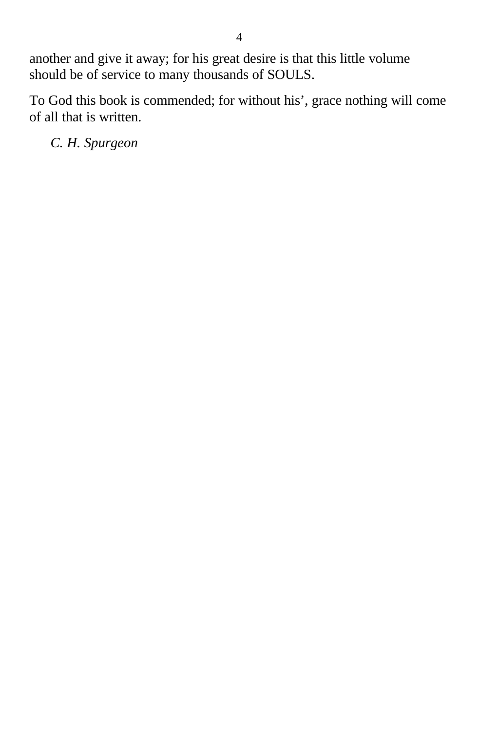another and give it away; for his great desire is that this little volume should be of service to many thousands of SOULS.

To God this book is commended; for without his’, grace nothing will come of all that is written.

*C. H. Spurgeon*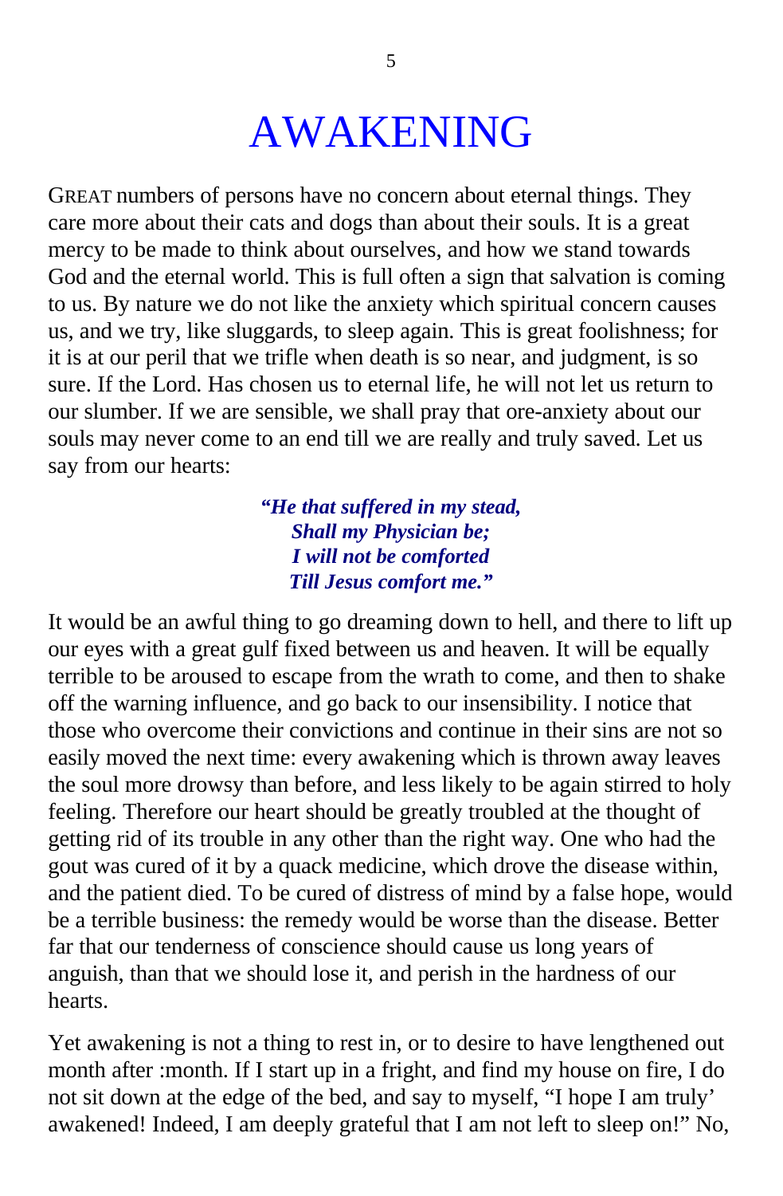# AWAKENING

GREAT numbers of persons have no concern about eternal things. They care more about their cats and dogs than about their souls. It is a great mercy to be made to think about ourselves, and how we stand towards God and the eternal world. This is full often a sign that salvation is coming to us. By nature we do not like the anxiety which spiritual concern causes us, and we try, like sluggards, to sleep again. This is great foolishness; for it is at our peril that we trifle when death is so near, and judgment, is so sure. If the Lord. Has chosen us to eternal life, he will not let us return to our slumber. If we are sensible, we shall pray that ore-anxiety about our souls may never come to an end till we are really and truly saved. Let us say from our hearts:

> ***"He that suffered in my stead,***
> ***Shall my Physician be;***
> ***I will not be comforted***
> ***Till Jesus comfort me."***

It would be an awful thing to go dreaming down to hell, and there to lift up our eyes with a great gulf fixed between us and heaven. It will be equally terrible to be aroused to escape from the wrath to come, and then to shake off the warning influence, and go back to our insensibility. I notice that those who overcome their convictions and continue in their sins are not so easily moved the next time: every awakening which is thrown away leaves the soul more drowsy than before, and less likely to be again stirred to holy feeling. Therefore our heart should be greatly troubled at the thought of getting rid of its trouble in any other than the right way. One who had the gout was cured of it by a quack medicine, which drove the disease within, and the patient died. To be cured of distress of mind by a false hope, would be a terrible business: the remedy would be worse than the disease. Better far that our tenderness of conscience should cause us long years of anguish, than that we should lose it, and perish in the hardness of our hearts.

Yet awakening is not a thing to rest in, or to desire to have lengthened out month after :month. If I start up in a fright, and find my house on fire, I do not sit down at the edge of the bed, and say to myself, "I hope I am truly' awakened! Indeed, I am deeply grateful that I am not left to sleep on!" No,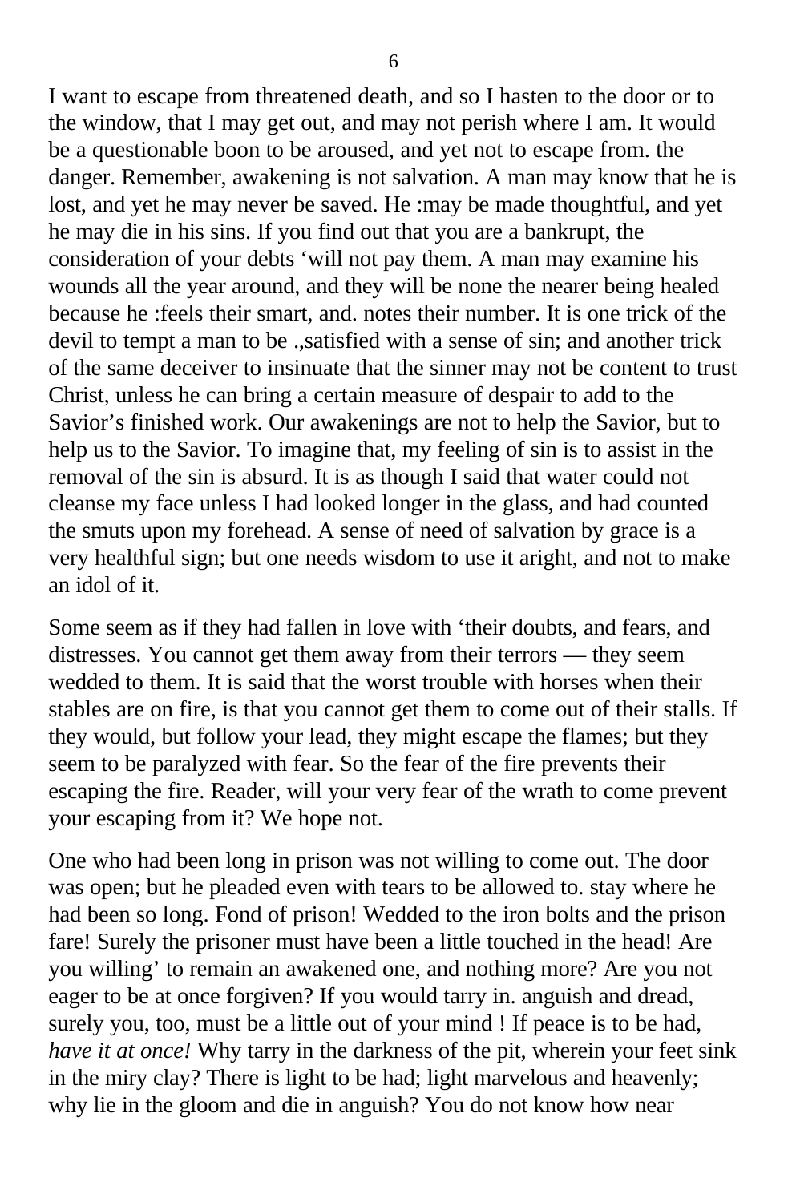I want to escape from threatened death, and so I hasten to the door or to the window, that I may get out, and may not perish where I am. It would be a questionable boon to be aroused, and yet not to escape from. the danger. Remember, awakening is not salvation. A man may know that he is lost, and yet he may never be saved. He :may be made thoughtful, and yet he may die in his sins. If you find out that you are a bankrupt, the consideration of your debts ‘will not pay them. A man may examine his wounds all the year around, and they will be none the nearer being healed because he :feels their smart, and. notes their number. It is one trick of the devil to tempt a man to be .,satisfied with a sense of sin; and another trick of the same deceiver to insinuate that the sinner may not be content to trust Christ, unless he can bring a certain measure of despair to add to the Savior’s finished work. Our awakenings are not to help the Savior, but to help us to the Savior. To imagine that, my feeling of sin is to assist in the removal of the sin is absurd. It is as though I said that water could not cleanse my face unless I had looked longer in the glass, and had counted the smuts upon my forehead. A sense of need of salvation by grace is a very healthful sign; but one needs wisdom to use it aright, and not to make an idol of it.

Some seem as if they had fallen in love with ‘their doubts, and fears, and distresses. You cannot get them away from their terrors — they seem wedded to them. It is said that the worst trouble with horses when their stables are on fire, is that you cannot get them to come out of their stalls. If they would, but follow your lead, they might escape the flames; but they seem to be paralyzed with fear. So the fear of the fire prevents their escaping the fire. Reader, will your very fear of the wrath to come prevent your escaping from it? We hope not.

One who had been long in prison was not willing to come out. The door was open; but he pleaded even with tears to be allowed to. stay where he had been so long. Fond of prison! Wedded to the iron bolts and the prison fare! Surely the prisoner must have been a little touched in the head! Are you willing’ to remain an awakened one, and nothing more? Are you not eager to be at once forgiven? If you would tarry in. anguish and dread, surely you, too, must be a little out of your mind ! If peace is to be had, *have it at once!* Why tarry in the darkness of the pit, wherein your feet sink in the miry clay? There is light to be had; light marvelous and heavenly; why lie in the gloom and die in anguish? You do not know how near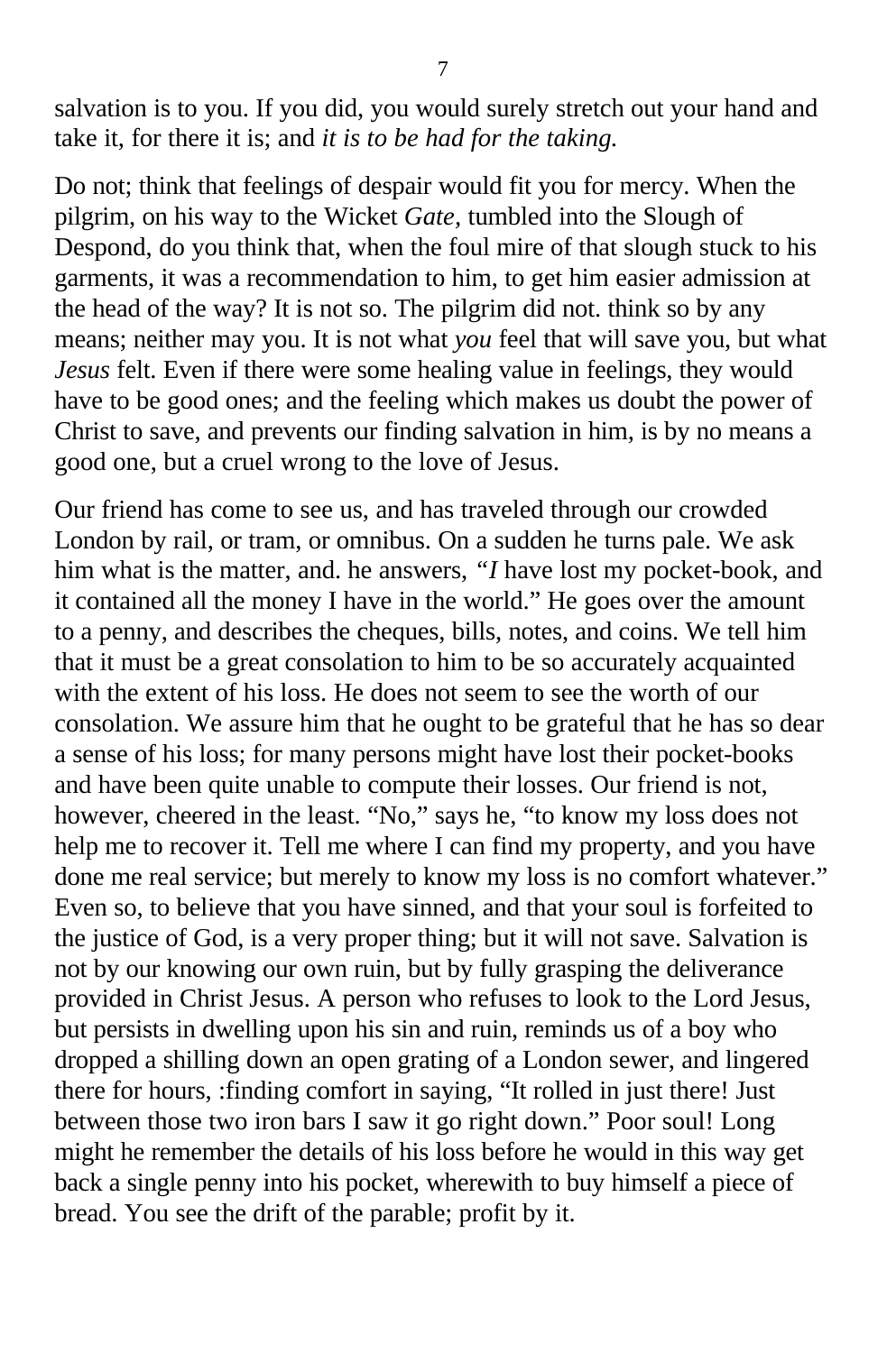salvation is to you. If you did, you would surely stretch out your hand and take it, for there it is; and *it is to be had for the taking.*

Do not; think that feelings of despair would fit you for mercy. When the pilgrim, on his way to the Wicket *Gate*, tumbled into the Slough of Despond, do you think that, when the foul mire of that slough stuck to his garments, it was a recommendation to him, to get him easier admission at the head of the way? It is not so. The pilgrim did not. think so by any means; neither may you. It is not what *you* feel that will save you, but what *Jesus* felt. Even if there were some healing value in feelings, they would have to be good ones; and the feeling which makes us doubt the power of Christ to save, and prevents our finding salvation in him, is by no means a good one, but a cruel wrong to the love of Jesus.

Our friend has come to see us, and has traveled through our crowded London by rail, or tram, or omnibus. On a sudden he turns pale. We ask him what is the matter, and. he answers, *"I* have lost my pocket-book, and it contained all the money I have in the world." He goes over the amount to a penny, and describes the cheques, bills, notes, and coins. We tell him that it must be a great consolation to him to be so accurately acquainted with the extent of his loss. He does not seem to see the worth of our consolation. We assure him that he ought to be grateful that he has so dear a sense of his loss; for many persons might have lost their pocket-books and have been quite unable to compute their losses. Our friend is not, however, cheered in the least. "No," says he, "to know my loss does not help me to recover it. Tell me where I can find my property, and you have done me real service; but merely to know my loss is no comfort whatever." Even so, to believe that you have sinned, and that your soul is forfeited to the justice of God, is a very proper thing; but it will not save. Salvation is not by our knowing our own ruin, but by fully grasping the deliverance provided in Christ Jesus. A person who refuses to look to the Lord Jesus, but persists in dwelling upon his sin and ruin, reminds us of a boy who dropped a shilling down an open grating of a London sewer, and lingered there for hours, :finding comfort in saying, "It rolled in just there! Just between those two iron bars I saw it go right down." Poor soul! Long might he remember the details of his loss before he would in this way get back a single penny into his pocket, wherewith to buy himself a piece of bread. You see the drift of the parable; profit by it.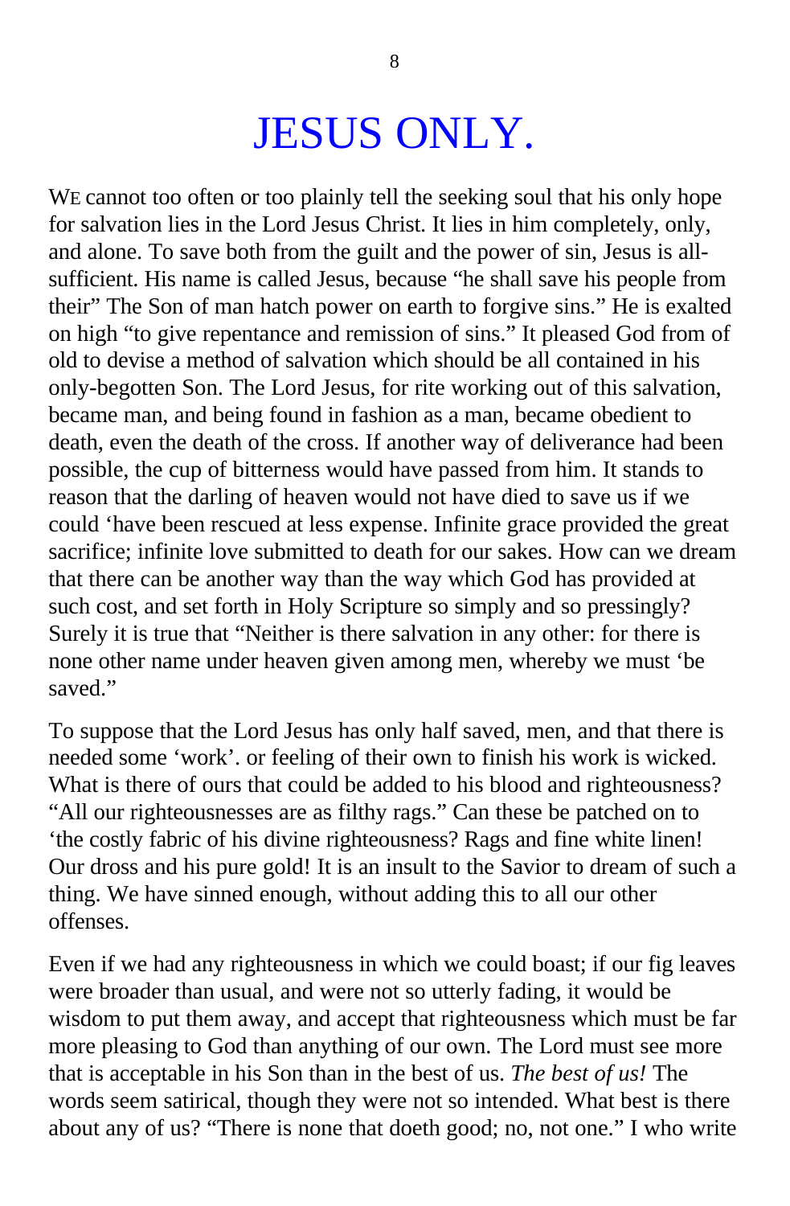# JESUS ONLY.

WE cannot too often or too plainly tell the seeking soul that his only hope for salvation lies in the Lord Jesus Christ. It lies in him completely, only, and alone. To save both from the guilt and the power of sin, Jesus is all-sufficient. His name is called Jesus, because "he shall save his people from their" The Son of man hatch power on earth to forgive sins." He is exalted on high "to give repentance and remission of sins." It pleased God from of old to devise a method of salvation which should be all contained in his only-begotten Son. The Lord Jesus, for rite working out of this salvation, became man, and being found in fashion as a man, became obedient to death, even the death of the cross. If another way of deliverance had been possible, the cup of bitterness would have passed from him. It stands to reason that the darling of heaven would not have died to save us if we could 'have been rescued at less expense. Infinite grace provided the great sacrifice; infinite love submitted to death for our sakes. How can we dream that there can be another way than the way which God has provided at such cost, and set forth in Holy Scripture so simply and so pressingly? Surely it is true that "Neither is there salvation in any other: for there is none other name under heaven given among men, whereby we must 'be saved."

To suppose that the Lord Jesus has only half saved, men, and that there is needed some 'work'. or feeling of their own to finish his work is wicked. What is there of ours that could be added to his blood and righteousness? "All our righteousnesses are as filthy rags." Can these be patched on to 'the costly fabric of his divine righteousness? Rags and fine white linen! Our dross and his pure gold! It is an insult to the Savior to dream of such a thing. We have sinned enough, without adding this to all our other offenses.

Even if we had any righteousness in which we could boast; if our fig leaves were broader than usual, and were not so utterly fading, it would be wisdom to put them away, and accept that righteousness which must be far more pleasing to God than anything of our own. The Lord must see more that is acceptable in his Son than in the best of us. *The best of us!* The words seem satirical, though they were not so intended. What best is there about any of us? "There is none that doeth good; no, not one." I who write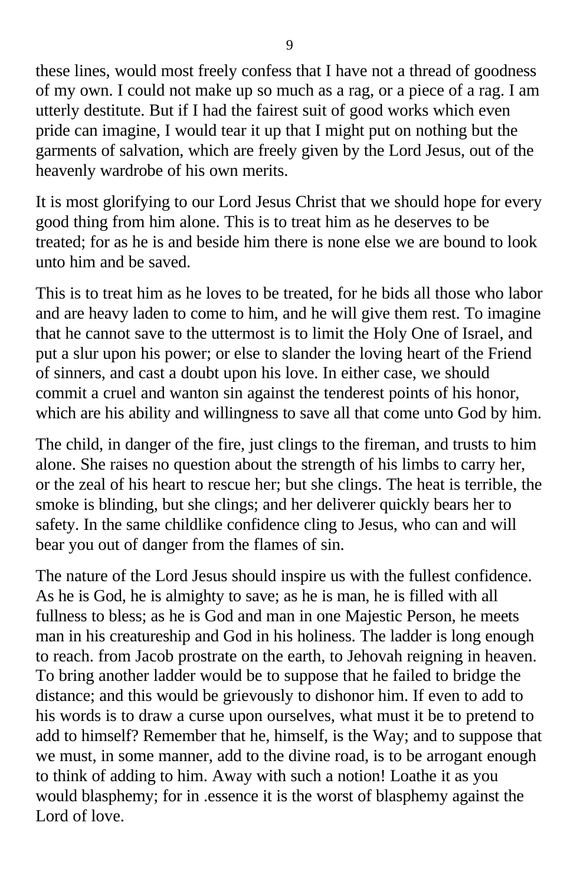these lines, would most freely confess that I have not a thread of goodness of my own. I could not make up so much as a rag, or a piece of a rag. I am utterly destitute. But if I had the fairest suit of good works which even pride can imagine, I would tear it up that I might put on nothing but the garments of salvation, which are freely given by the Lord Jesus, out of the heavenly wardrobe of his own merits.

It is most glorifying to our Lord Jesus Christ that we should hope for every good thing from him alone. This is to treat him as he deserves to be treated; for as he is and beside him there is none else we are bound to look unto him and be saved.

This is to treat him as he loves to be treated, for he bids all those who labor and are heavy laden to come to him, and he will give them rest. To imagine that he cannot save to the uttermost is to limit the Holy One of Israel, and put a slur upon his power; or else to slander the loving heart of the Friend of sinners, and cast a doubt upon his love. In either case, we should commit a cruel and wanton sin against the tenderest points of his honor, which are his ability and willingness to save all that come unto God by him.

The child, in danger of the fire, just clings to the fireman, and trusts to him alone. She raises no question about the strength of his limbs to carry her, or the zeal of his heart to rescue her; but she clings. The heat is terrible, the smoke is blinding, but she clings; and her deliverer quickly bears her to safety. In the same childlike confidence cling to Jesus, who can and will bear you out of danger from the flames of sin.

The nature of the Lord Jesus should inspire us with the fullest confidence. As he is God, he is almighty to save; as he is man, he is filled with all fullness to bless; as he is God and man in one Majestic Person, he meets man in his creatureship and God in his holiness. The ladder is long enough to reach. from Jacob prostrate on the earth, to Jehovah reigning in heaven. To bring another ladder would be to suppose that he failed to bridge the distance; and this would be grievously to dishonor him. If even to add to his words is to draw a curse upon ourselves, what must it be to pretend to add to himself? Remember that he, himself, is the Way; and to suppose that we must, in some manner, add to the divine road, is to be arrogant enough to think of adding to him. Away with such a notion! Loathe it as you would blasphemy; for in .essence it is the worst of blasphemy against the Lord of love.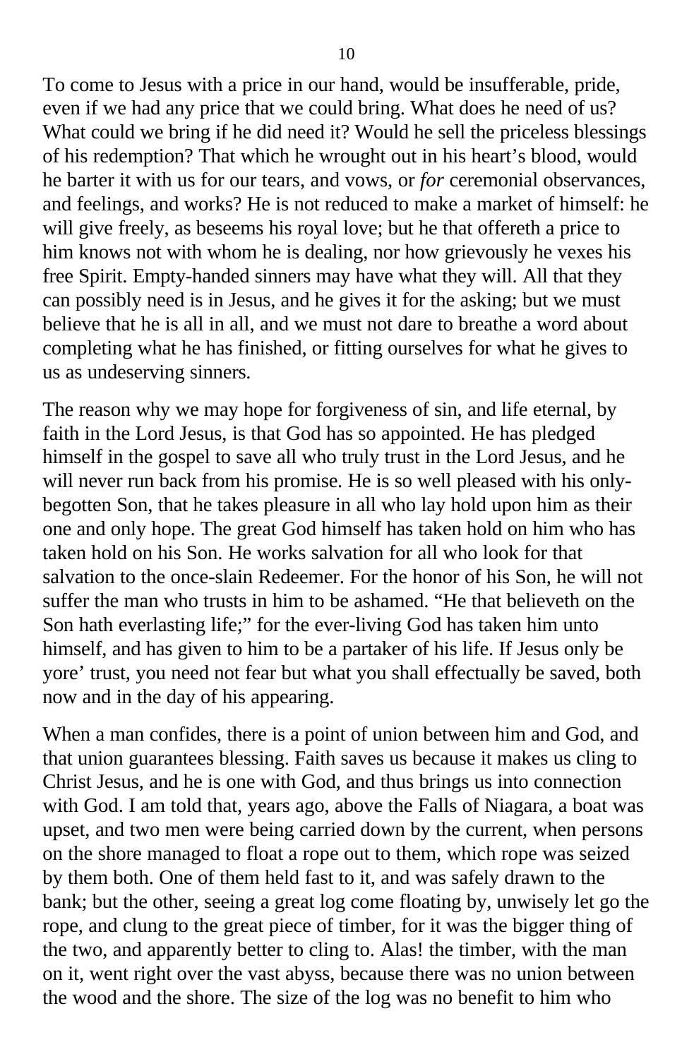To come to Jesus with a price in our hand, would be insufferable, pride, even if we had any price that we could bring. What does he need of us? What could we bring if he did need it? Would he sell the priceless blessings of his redemption? That which he wrought out in his heart’s blood, would he barter it with us for our tears, and vows, or *for* ceremonial observances, and feelings, and works? He is not reduced to make a market of himself: he will give freely, as beseems his royal love; but he that offereth a price to him knows not with whom he is dealing, nor how grievously he vexes his free Spirit. Empty-handed sinners may have what they will. All that they can possibly need is in Jesus, and he gives it for the asking; but we must believe that he is all in all, and we must not dare to breathe a word about completing what he has finished, or fitting ourselves for what he gives to us as undeserving sinners.

The reason why we may hope for forgiveness of sin, and life eternal, by faith in the Lord Jesus, is that God has so appointed. He has pledged himself in the gospel to save all who truly trust in the Lord Jesus, and he will never run back from his promise. He is so well pleased with his only-begotten Son, that he takes pleasure in all who lay hold upon him as their one and only hope. The great God himself has taken hold on him who has taken hold on his Son. He works salvation for all who look for that salvation to the once-slain Redeemer. For the honor of his Son, he will not suffer the man who trusts in him to be ashamed. “He that believeth on the Son hath everlasting life;” for the ever-living God has taken him unto himself, and has given to him to be a partaker of his life. If Jesus only be yore’ trust, you need not fear but what you shall effectually be saved, both now and in the day of his appearing.

When a man confides, there is a point of union between him and God, and that union guarantees blessing. Faith saves us because it makes us cling to Christ Jesus, and he is one with God, and thus brings us into connection with God. I am told that, years ago, above the Falls of Niagara, a boat was upset, and two men were being carried down by the current, when persons on the shore managed to float a rope out to them, which rope was seized by them both. One of them held fast to it, and was safely drawn to the bank; but the other, seeing a great log come floating by, unwisely let go the rope, and clung to the great piece of timber, for it was the bigger thing of the two, and apparently better to cling to. Alas! the timber, with the man on it, went right over the vast abyss, because there was no union between the wood and the shore. The size of the log was no benefit to him who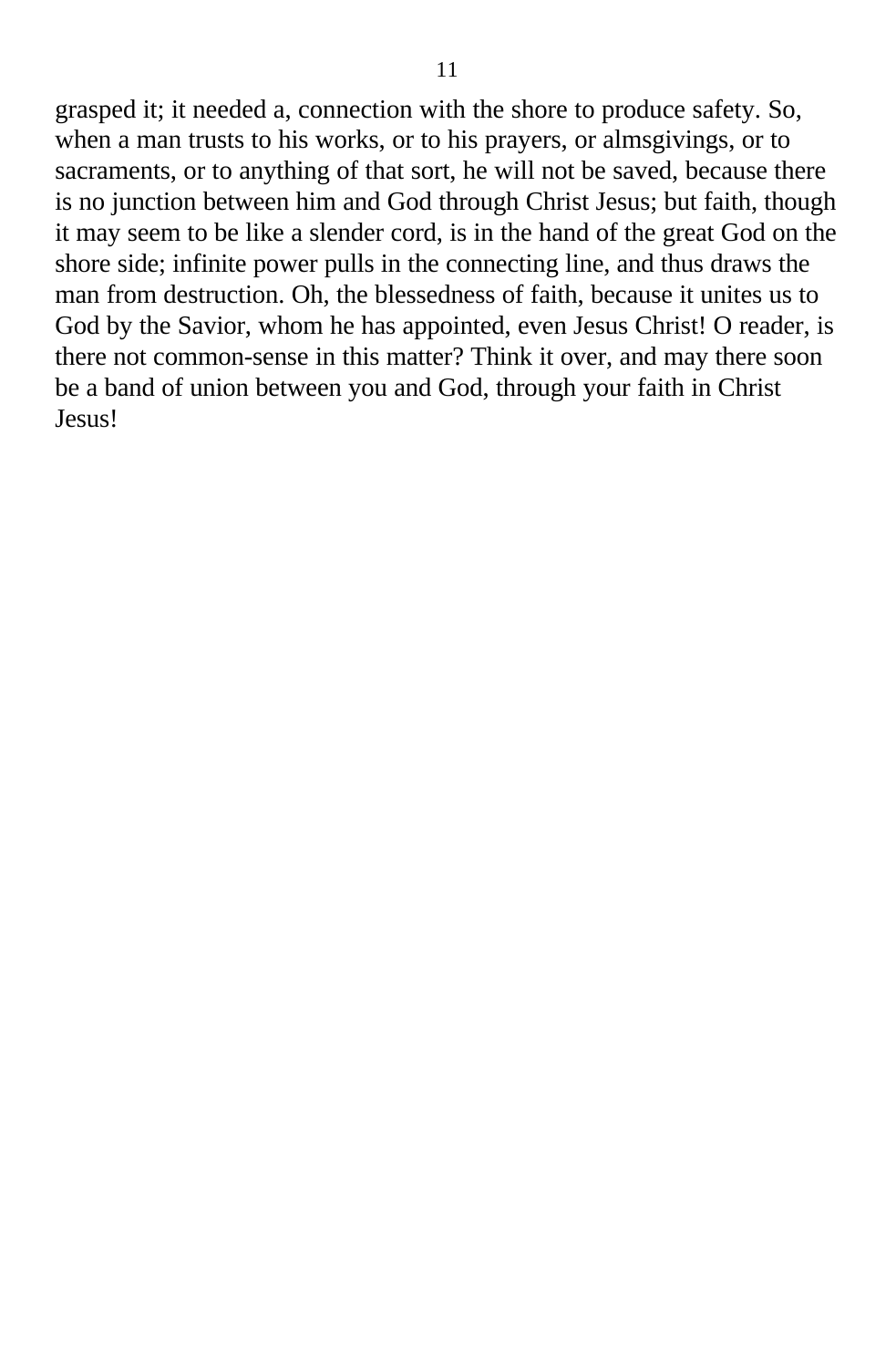grasped it; it needed a, connection with the shore to produce safety. So, when a man trusts to his works, or to his prayers, or almsgivings, or to sacraments, or to anything of that sort, he will not be saved, because there is no junction between him and God through Christ Jesus; but faith, though it may seem to be like a slender cord, is in the hand of the great God on the shore side; infinite power pulls in the connecting line, and thus draws the man from destruction. Oh, the blessedness of faith, because it unites us to God by the Savior, whom he has appointed, even Jesus Christ! O reader, is there not common-sense in this matter? Think it over, and may there soon be a band of union between you and God, through your faith in Christ Jesus!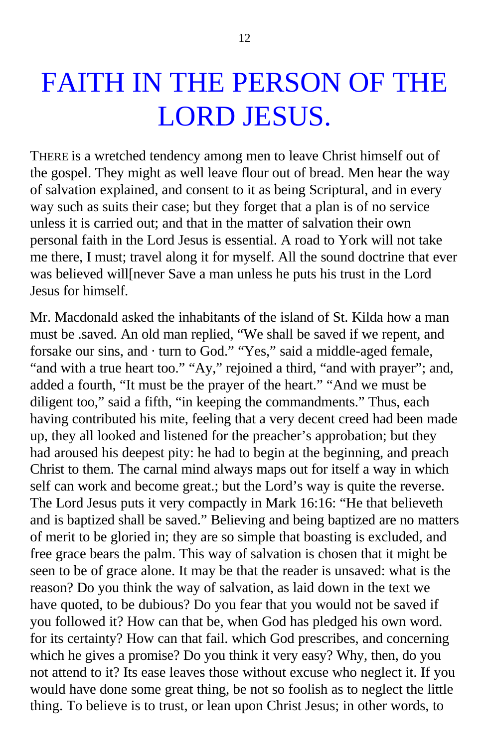# FAITH IN THE PERSON OF THE LORD JESUS.

THERE is a wretched tendency among men to leave Christ himself out of the gospel. They might as well leave flour out of bread. Men hear the way of salvation explained, and consent to it as being Scriptural, and in every way such as suits their case; but they forget that a plan is of no service unless it is carried out; and that in the matter of salvation their own personal faith in the Lord Jesus is essential. A road to York will not take me there, I must; travel along it for myself. All the sound doctrine that ever was believed will[never Save a man unless he puts his trust in the Lord Jesus for himself.

Mr. Macdonald asked the inhabitants of the island of St. Kilda how a man must be .saved. An old man replied, "We shall be saved if we repent, and forsake our sins, and · turn to God." "Yes," said a middle-aged female, "and with a true heart too." "Ay," rejoined a third, "and with prayer"; and, added a fourth, "It must be the prayer of the heart." "And we must be diligent too," said a fifth, "in keeping the commandments." Thus, each having contributed his mite, feeling that a very decent creed had been made up, they all looked and listened for the preacher's approbation; but they had aroused his deepest pity: he had to begin at the beginning, and preach Christ to them. The carnal mind always maps out for itself a way in which self can work and become great.; but the Lord's way is quite the reverse. The Lord Jesus puts it very compactly in Mark 16:16: "He that believeth and is baptized shall be saved." Believing and being baptized are no matters of merit to be gloried in; they are so simple that boasting is excluded, and free grace bears the palm. This way of salvation is chosen that it might be seen to be of grace alone. It may be that the reader is unsaved: what is the reason? Do you think the way of salvation, as laid down in the text we have quoted, to be dubious? Do you fear that you would not be saved if you followed it? How can that be, when God has pledged his own word. for its certainty? How can that fail. which God prescribes, and concerning which he gives a promise? Do you think it very easy? Why, then, do you not attend to it? Its ease leaves those without excuse who neglect it. If you would have done some great thing, be not so foolish as to neglect the little thing. To believe is to trust, or lean upon Christ Jesus; in other words, to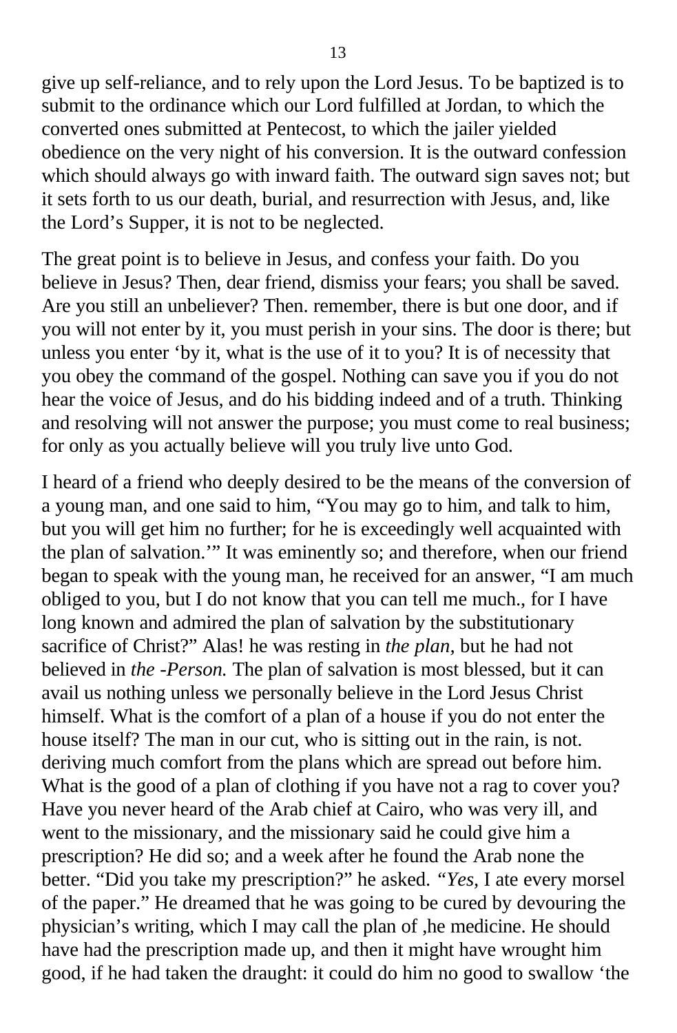give up self-reliance, and to rely upon the Lord Jesus. To be baptized is to submit to the ordinance which our Lord fulfilled at Jordan, to which the converted ones submitted at Pentecost, to which the jailer yielded obedience on the very night of his conversion. It is the outward confession which should always go with inward faith. The outward sign saves not; but it sets forth to us our death, burial, and resurrection with Jesus, and, like the Lord's Supper, it is not to be neglected.

The great point is to believe in Jesus, and confess your faith. Do you believe in Jesus? Then, dear friend, dismiss your fears; you shall be saved. Are you still an unbeliever? Then. remember, there is but one door, and if you will not enter by it, you must perish in your sins. The door is there; but unless you enter 'by it, what is the use of it to you? It is of necessity that you obey the command of the gospel. Nothing can save you if you do not hear the voice of Jesus, and do his bidding indeed and of a truth. Thinking and resolving will not answer the purpose; you must come to real business; for only as you actually believe will you truly live unto God.

I heard of a friend who deeply desired to be the means of the conversion of a young man, and one said to him, "You may go to him, and talk to him, but you will get him no further; for he is exceedingly well acquainted with the plan of salvation.'" It was eminently so; and therefore, when our friend began to speak with the young man, he received for an answer, "I am much obliged to you, but I do not know that you can tell me much., for I have long known and admired the plan of salvation by the substitutionary sacrifice of Christ?" Alas! he was resting in *the plan,* but he had not believed in *the -Person.* The plan of salvation is most blessed, but it can avail us nothing unless we personally believe in the Lord Jesus Christ himself. What is the comfort of a plan of a house if you do not enter the house itself? The man in our cut, who is sitting out in the rain, is not. deriving much comfort from the plans which are spread out before him. What is the good of a plan of clothing if you have not a rag to cover you? Have you never heard of the Arab chief at Cairo, who was very ill, and went to the missionary, and the missionary said he could give him a prescription? He did so; and a week after he found the Arab none the better. "Did you take my prescription?" he asked. *"Yes,* I ate every morsel of the paper." He dreamed that he was going to be cured by devouring the physician's writing, which I may call the plan of ,he medicine. He should have had the prescription made up, and then it might have wrought him good, if he had taken the draught: it could do him no good to swallow 'the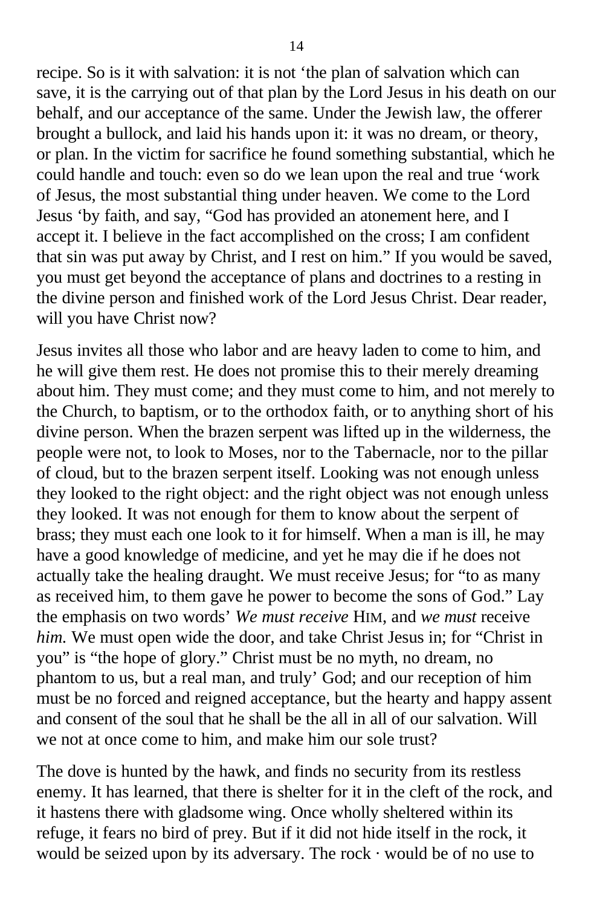recipe. So is it with salvation: it is not 'the plan of salvation which can save, it is the carrying out of that plan by the Lord Jesus in his death on our behalf, and our acceptance of the same. Under the Jewish law, the offerer brought a bullock, and laid his hands upon it: it was no dream, or theory, or plan. In the victim for sacrifice he found something substantial, which he could handle and touch: even so do we lean upon the real and true 'work of Jesus, the most substantial thing under heaven. We come to the Lord Jesus 'by faith, and say, "God has provided an atonement here, and I accept it. I believe in the fact accomplished on the cross; I am confident that sin was put away by Christ, and I rest on him." If you would be saved, you must get beyond the acceptance of plans and doctrines to a resting in the divine person and finished work of the Lord Jesus Christ. Dear reader, will you have Christ now?

Jesus invites all those who labor and are heavy laden to come to him, and he will give them rest. He does not promise this to their merely dreaming about him. They must come; and they must come to him, and not merely to the Church, to baptism, or to the orthodox faith, or to anything short of his divine person. When the brazen serpent was lifted up in the wilderness, the people were not, to look to Moses, nor to the Tabernacle, nor to the pillar of cloud, but to the brazen serpent itself. Looking was not enough unless they looked to the right object: and the right object was not enough unless they looked. It was not enough for them to know about the serpent of brass; they must each one look to it for himself. When a man is ill, he may have a good knowledge of medicine, and yet he may die if he does not actually take the healing draught. We must receive Jesus; for "to as many as received him, to them gave he power to become the sons of God." Lay the emphasis on two words' *We must receive* HIM, and *we must* receive *him.* We must open wide the door, and take Christ Jesus in; for "Christ in you" is "the hope of glory." Christ must be no myth, no dream, no phantom to us, but a real man, and truly' God; and our reception of him must be no forced and reigned acceptance, but the hearty and happy assent and consent of the soul that he shall be the all in all of our salvation. Will we not at once come to him, and make him our sole trust?

The dove is hunted by the hawk, and finds no security from its restless enemy. It has learned, that there is shelter for it in the cleft of the rock, and it hastens there with gladsome wing. Once wholly sheltered within its refuge, it fears no bird of prey. But if it did not hide itself in the rock, it would be seized upon by its adversary. The rock · would be of no use to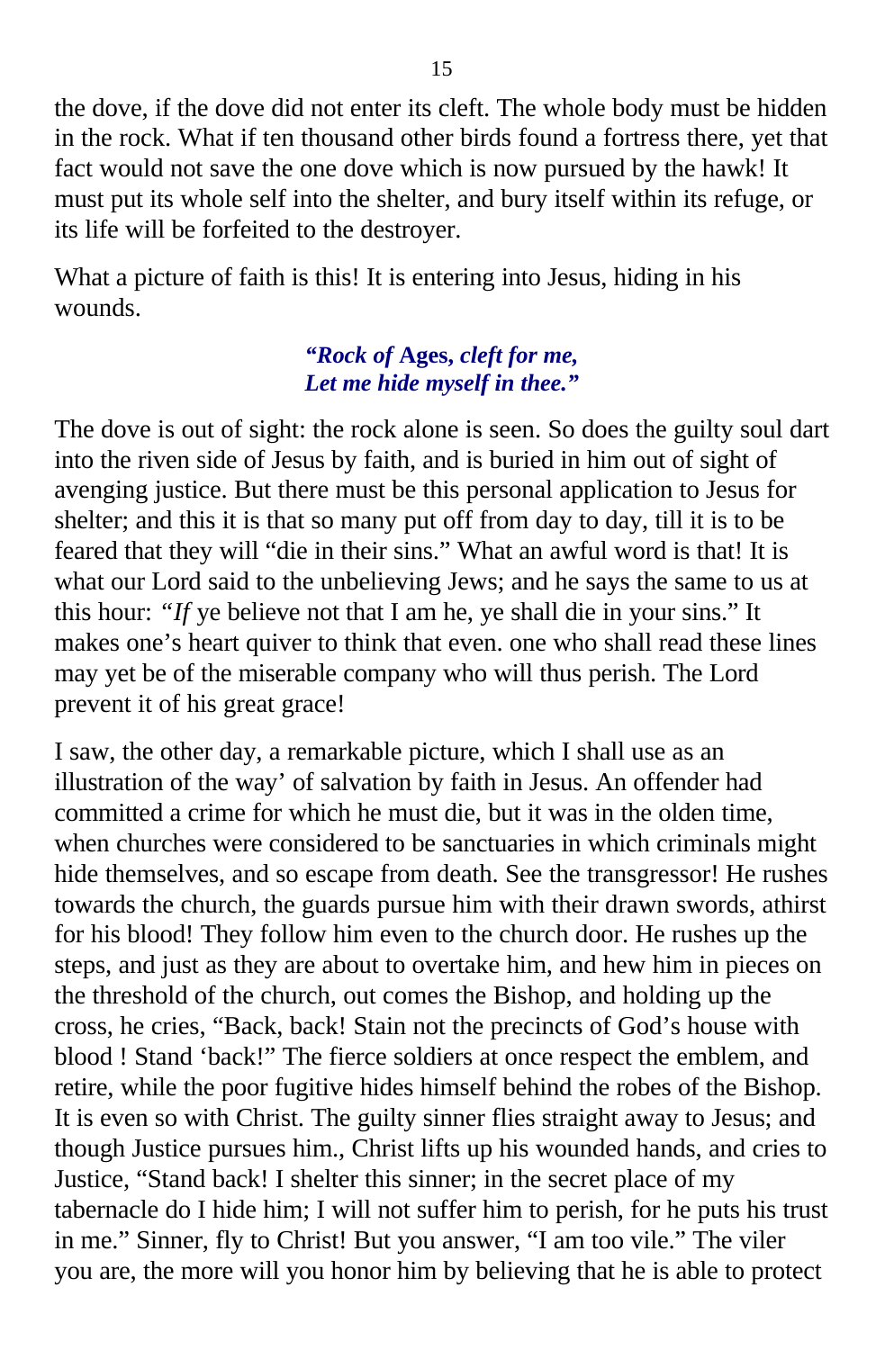the dove, if the dove did not enter its cleft. The whole body must be hidden in the rock. What if ten thousand other birds found a fortress there, yet that fact would not save the one dove which is now pursued by the hawk! It must put its whole self into the shelter, and bury itself within its refuge, or its life will be forfeited to the destroyer.

What a picture of faith is this! It is entering into Jesus, hiding in his wounds.

> ***"Rock of* Ages, *cleft for me,***
> ***Let me hide myself in thee."***

The dove is out of sight: the rock alone is seen. So does the guilty soul dart into the riven side of Jesus by faith, and is buried in him out of sight of avenging justice. But there must be this personal application to Jesus for shelter; and this it is that so many put off from day to day, till it is to be feared that they will "die in their sins." What an awful word is that! It is what our Lord said to the unbelieving Jews; and he says the same to us at this hour: *"If* ye believe not that I am he, ye shall die in your sins." It makes one's heart quiver to think that even. one who shall read these lines may yet be of the miserable company who will thus perish. The Lord prevent it of his great grace!

I saw, the other day, a remarkable picture, which I shall use as an illustration of the way' of salvation by faith in Jesus. An offender had committed a crime for which he must die, but it was in the olden time, when churches were considered to be sanctuaries in which criminals might hide themselves, and so escape from death. See the transgressor! He rushes towards the church, the guards pursue him with their drawn swords, athirst for his blood! They follow him even to the church door. He rushes up the steps, and just as they are about to overtake him, and hew him in pieces on the threshold of the church, out comes the Bishop, and holding up the cross, he cries, "Back, back! Stain not the precincts of God's house with blood ! Stand 'back!" The fierce soldiers at once respect the emblem, and retire, while the poor fugitive hides himself behind the robes of the Bishop. It is even so with Christ. The guilty sinner flies straight away to Jesus; and though Justice pursues him., Christ lifts up his wounded hands, and cries to Justice, "Stand back! I shelter this sinner; in the secret place of my tabernacle do I hide him; I will not suffer him to perish, for he puts his trust in me." Sinner, fly to Christ! But you answer, "I am too vile." The viler you are, the more will you honor him by believing that he is able to protect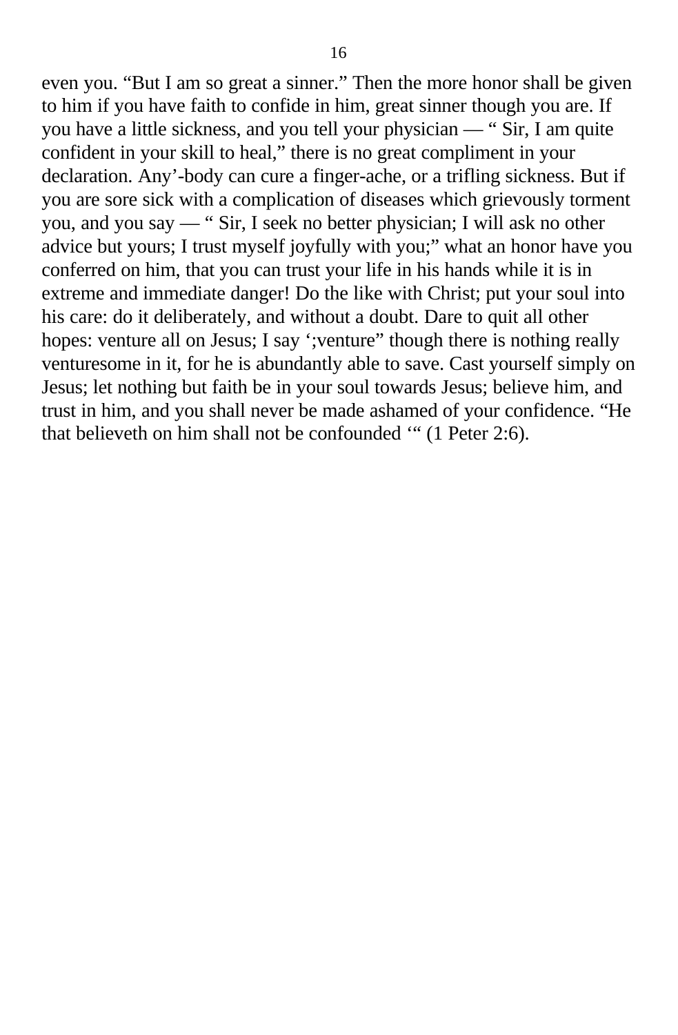even you. “But I am so great a sinner.” Then the more honor shall be given to him if you have faith to confide in him, great sinner though you are. If you have a little sickness, and you tell your physician — “ Sir, I am quite confident in your skill to heal,” there is no great compliment in your declaration. Any’-body can cure a finger-ache, or a trifling sickness. But if you are sore sick with a complication of diseases which grievously torment you, and you say — “ Sir, I seek no better physician; I will ask no other advice but yours; I trust myself joyfully with you;” what an honor have you conferred on him, that you can trust your life in his hands while it is in extreme and immediate danger! Do the like with Christ; put your soul into his care: do it deliberately, and without a doubt. Dare to quit all other hopes: venture all on Jesus; I say ‘;venture” though there is nothing really venturesome in it, for he is abundantly able to save. Cast yourself simply on Jesus; let nothing but faith be in your soul towards Jesus; believe him, and trust in him, and you shall never be made ashamed of your confidence. “He that believeth on him shall not be confounded ‘“ (1 Peter 2:6).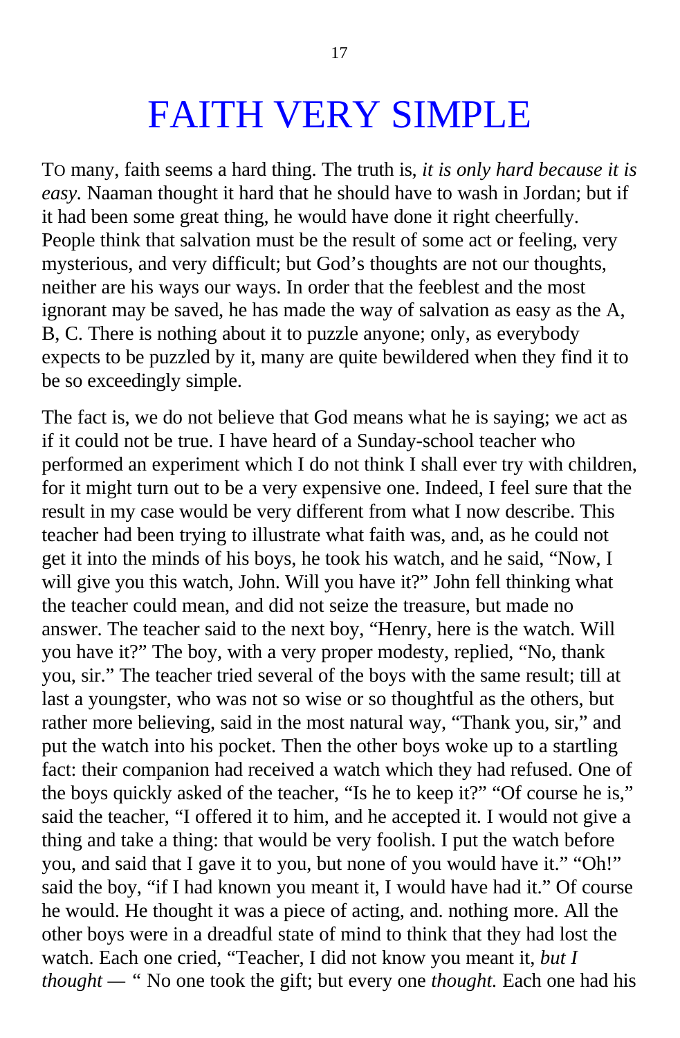# FAITH VERY SIMPLE

TO many, faith seems a hard thing. The truth is, *it is only hard because it is easy.* Naaman thought it hard that he should have to wash in Jordan; but if it had been some great thing, he would have done it right cheerfully. People think that salvation must be the result of some act or feeling, very mysterious, and very difficult; but God's thoughts are not our thoughts, neither are his ways our ways. In order that the feeblest and the most ignorant may be saved, he has made the way of salvation as easy as the A, B, C. There is nothing about it to puzzle anyone; only, as everybody expects to be puzzled by it, many are quite bewildered when they find it to be so exceedingly simple.

The fact is, we do not believe that God means what he is saying; we act as if it could not be true. I have heard of a Sunday-school teacher who performed an experiment which I do not think I shall ever try with children, for it might turn out to be a very expensive one. Indeed, I feel sure that the result in my case would be very different from what I now describe. This teacher had been trying to illustrate what faith was, and, as he could not get it into the minds of his boys, he took his watch, and he said, "Now, I will give you this watch, John. Will you have it?" John fell thinking what the teacher could mean, and did not seize the treasure, but made no answer. The teacher said to the next boy, "Henry, here is the watch. Will you have it?" The boy, with a very proper modesty, replied, "No, thank you, sir." The teacher tried several of the boys with the same result; till at last a youngster, who was not so wise or so thoughtful as the others, but rather more believing, said in the most natural way, "Thank you, sir," and put the watch into his pocket. Then the other boys woke up to a startling fact: their companion had received a watch which they had refused. One of the boys quickly asked of the teacher, "Is he to keep it?" "Of course he is," said the teacher, "I offered it to him, and he accepted it. I would not give a thing and take a thing: that would be very foolish. I put the watch before you, and said that I gave it to you, but none of you would have it." "Oh!" said the boy, "if I had known you meant it, I would have had it." Of course he would. He thought it was a piece of acting, and. nothing more. All the other boys were in a dreadful state of mind to think that they had lost the watch. Each one cried, "Teacher, I did not know you meant it, *but I thought* — " No one took the gift; but every one *thought.* Each one had his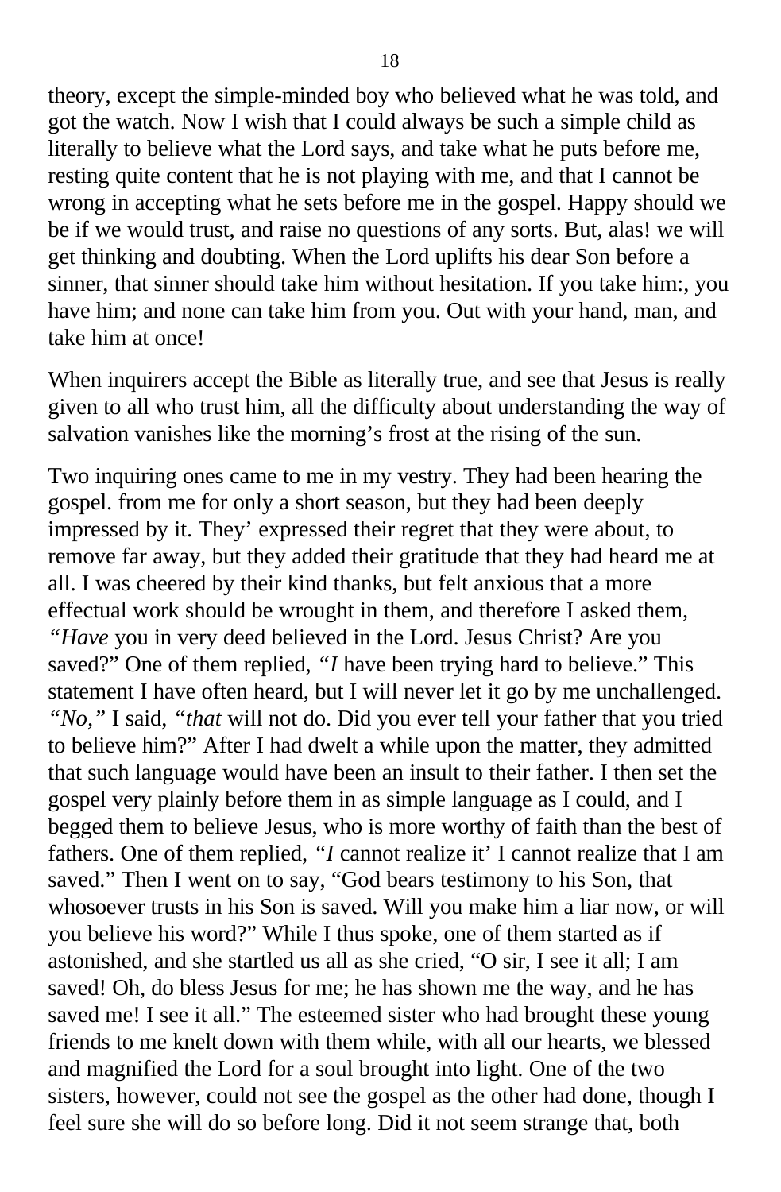theory, except the simple-minded boy who believed what he was told, and got the watch. Now I wish that I could always be such a simple child as literally to believe what the Lord says, and take what he puts before me, resting quite content that he is not playing with me, and that I cannot be wrong in accepting what he sets before me in the gospel. Happy should we be if we would trust, and raise no questions of any sorts. But, alas! we will get thinking and doubting. When the Lord uplifts his dear Son before a sinner, that sinner should take him without hesitation. If you take him:, you have him; and none can take him from you. Out with your hand, man, and take him at once!

When inquirers accept the Bible as literally true, and see that Jesus is really given to all who trust him, all the difficulty about understanding the way of salvation vanishes like the morning's frost at the rising of the sun.

Two inquiring ones came to me in my vestry. They had been hearing the gospel. from me for only a short season, but they had been deeply impressed by it. They' expressed their regret that they were about, to remove far away, but they added their gratitude that they had heard me at all. I was cheered by their kind thanks, but felt anxious that a more effectual work should be wrought in them, and therefore I asked them, *"Have* you in very deed believed in the Lord. Jesus Christ? Are you saved?" One of them replied, *"I* have been trying hard to believe." This statement I have often heard, but I will never let it go by me unchallenged. *"No,"* I said, *"that* will not do. Did you ever tell your father that you tried to believe him?" After I had dwelt a while upon the matter, they admitted that such language would have been an insult to their father. I then set the gospel very plainly before them in as simple language as I could, and I begged them to believe Jesus, who is more worthy of faith than the best of fathers. One of them replied, *"I* cannot realize it' I cannot realize that I am saved." Then I went on to say, "God bears testimony to his Son, that whosoever trusts in his Son is saved. Will you make him a liar now, or will you believe his word?" While I thus spoke, one of them started as if astonished, and she startled us all as she cried, "O sir, I see it all; I am saved! Oh, do bless Jesus for me; he has shown me the way, and he has saved me! I see it all." The esteemed sister who had brought these young friends to me knelt down with them while, with all our hearts, we blessed and magnified the Lord for a soul brought into light. One of the two sisters, however, could not see the gospel as the other had done, though I feel sure she will do so before long. Did it not seem strange that, both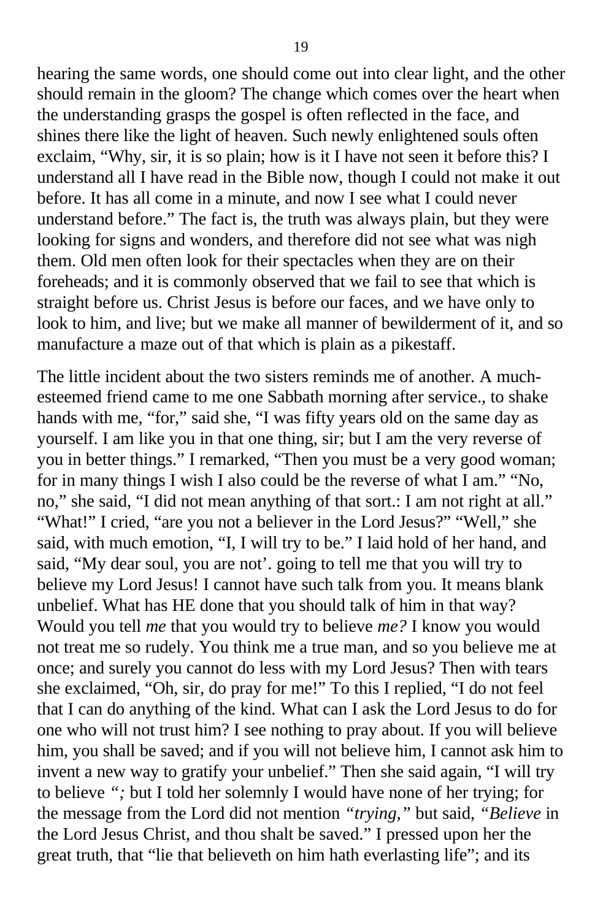hearing the same words, one should come out into clear light, and the other should remain in the gloom? The change which comes over the heart when the understanding grasps the gospel is often reflected in the face, and shines there like the light of heaven. Such newly enlightened souls often exclaim, "Why, sir, it is so plain; how is it I have not seen it before this? I understand all I have read in the Bible now, though I could not make it out before. It has all come in a minute, and now I see what I could never understand before." The fact is, the truth was always plain, but they were looking for signs and wonders, and therefore did not see what was nigh them. Old men often look for their spectacles when they are on their foreheads; and it is commonly observed that we fail to see that which is straight before us. Christ Jesus is before our faces, and we have only to look to him, and live; but we make all manner of bewilderment of it, and so manufacture a maze out of that which is plain as a pikestaff.

The little incident about the two sisters reminds me of another. A much-esteemed friend came to me one Sabbath morning after service., to shake hands with me, "for," said she, "I was fifty years old on the same day as yourself. I am like you in that one thing, sir; but I am the very reverse of you in better things." I remarked, "Then you must be a very good woman; for in many things I wish I also could be the reverse of what I am." "No, no," she said, "I did not mean anything of that sort.: I am not right at all." "What!" I cried, "are you not a believer in the Lord Jesus?" "Well," she said, with much emotion, "I, I will try to be." I laid hold of her hand, and said, "My dear soul, you are not'. going to tell me that you will try to believe my Lord Jesus! I cannot have such talk from you. It means blank unbelief. What has HE done that you should talk of him in that way? Would you tell *me* that you would try to believe *me?* I know you would not treat me so rudely. You think me a true man, and so you believe me at once; and surely you cannot do less with my Lord Jesus? Then with tears she exclaimed, "Oh, sir, do pray for me!" To this I replied, "I do not feel that I can do anything of the kind. What can I ask the Lord Jesus to do for one who will not trust him? I see nothing to pray about. If you will believe him, you shall be saved; and if you will not believe him, I cannot ask him to invent a new way to gratify your unbelief." Then she said again, "I will try to believe *";* but I told her solemnly I would have none of her trying; for the message from the Lord did not mention *"trying,"* but said, *"Believe* in the Lord Jesus Christ, and thou shalt be saved." I pressed upon her the great truth, that "lie that believeth on him hath everlasting life"; and its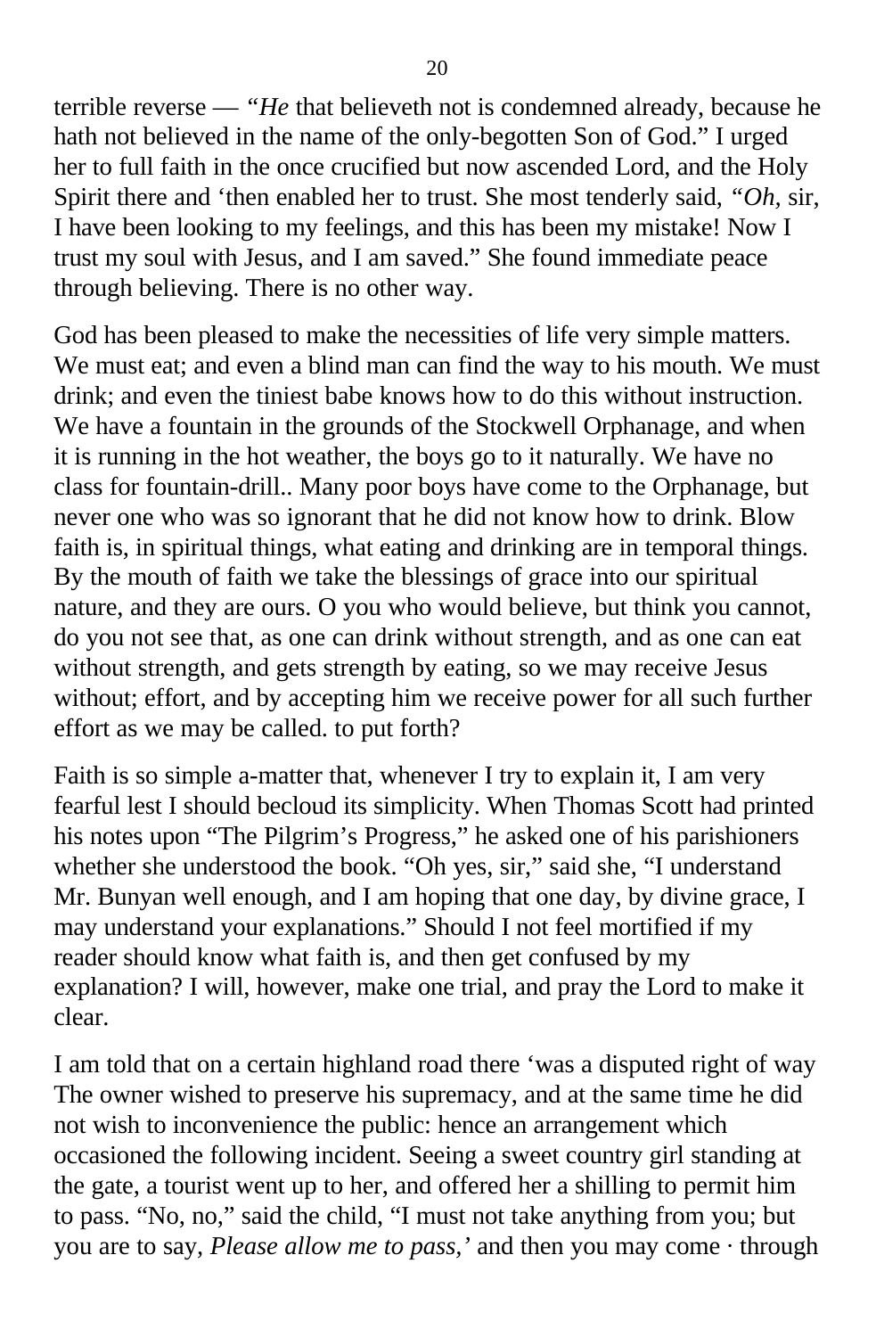terrible reverse — "*He* that believeth not is condemned already, because he hath not believed in the name of the only-begotten Son of God." I urged her to full faith in the once crucified but now ascended Lord, and the Holy Spirit there and 'then enabled her to trust. She most tenderly said, "*Oh*, sir, I have been looking to my feelings, and this has been my mistake! Now I trust my soul with Jesus, and I am saved." She found immediate peace through believing. There is no other way.

God has been pleased to make the necessities of life very simple matters. We must eat; and even a blind man can find the way to his mouth. We must drink; and even the tiniest babe knows how to do this without instruction. We have a fountain in the grounds of the Stockwell Orphanage, and when it is running in the hot weather, the boys go to it naturally. We have no class for fountain-drill.. Many poor boys have come to the Orphanage, but never one who was so ignorant that he did not know how to drink. Blow faith is, in spiritual things, what eating and drinking are in temporal things. By the mouth of faith we take the blessings of grace into our spiritual nature, and they are ours. O you who would believe, but think you cannot, do you not see that, as one can drink without strength, and as one can eat without strength, and gets strength by eating, so we may receive Jesus without; effort, and by accepting him we receive power for all such further effort as we may be called. to put forth?

Faith is so simple a-matter that, whenever I try to explain it, I am very fearful lest I should becloud its simplicity. When Thomas Scott had printed his notes upon "The Pilgrim's Progress," he asked one of his parishioners whether she understood the book. "Oh yes, sir," said she, "I understand Mr. Bunyan well enough, and I am hoping that one day, by divine grace, I may understand your explanations." Should I not feel mortified if my reader should know what faith is, and then get confused by my explanation? I will, however, make one trial, and pray the Lord to make it clear.

I am told that on a certain highland road there 'was a disputed right of way The owner wished to preserve his supremacy, and at the same time he did not wish to inconvenience the public: hence an arrangement which occasioned the following incident. Seeing a sweet country girl standing at the gate, a tourist went up to her, and offered her a shilling to permit him to pass. "No, no," said the child, "I must not take anything from you; but you are to say, *Please allow me to pass,'* and then you may come · through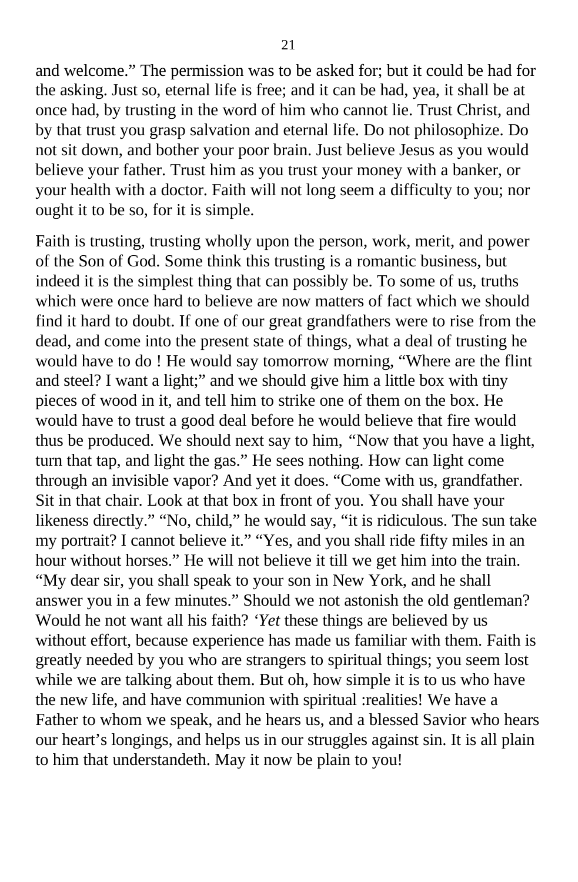and welcome." The permission was to be asked for; but it could be had for the asking. Just so, eternal life is free; and it can be had, yea, it shall be at once had, by trusting in the word of him who cannot lie. Trust Christ, and by that trust you grasp salvation and eternal life. Do not philosophize. Do not sit down, and bother your poor brain. Just believe Jesus as you would believe your father. Trust him as you trust your money with a banker, or your health with a doctor. Faith will not long seem a difficulty to you; nor ought it to be so, for it is simple.

Faith is trusting, trusting wholly upon the person, work, merit, and power of the Son of God. Some think this trusting is a romantic business, but indeed it is the simplest thing that can possibly be. To some of us, truths which were once hard to believe are now matters of fact which we should find it hard to doubt. If one of our great grandfathers were to rise from the dead, and come into the present state of things, what a deal of trusting he would have to do ! He would say tomorrow morning, "Where are the flint and steel? I want a light;" and we should give him a little box with tiny pieces of wood in it, and tell him to strike one of them on the box. He would have to trust a good deal before he would believe that fire would thus be produced. We should next say to him, "Now that you have a light, turn that tap, and light the gas." He sees nothing. How can light come through an invisible vapor? And yet it does. "Come with us, grandfather. Sit in that chair. Look at that box in front of you. You shall have your likeness directly." "No, child," he would say, "it is ridiculous. The sun take my portrait? I cannot believe it." "Yes, and you shall ride fifty miles in an hour without horses." He will not believe it till we get him into the train. "My dear sir, you shall speak to your son in New York, and he shall answer you in a few minutes." Should we not astonish the old gentleman? Would he not want all his faith? *'Yet* these things are believed by us without effort, because experience has made us familiar with them. Faith is greatly needed by you who are strangers to spiritual things; you seem lost while we are talking about them. But oh, how simple it is to us who have the new life, and have communion with spiritual :realities! We have a Father to whom we speak, and he hears us, and a blessed Savior who hears our heart's longings, and helps us in our struggles against sin. It is all plain to him that understandeth. May it now be plain to you!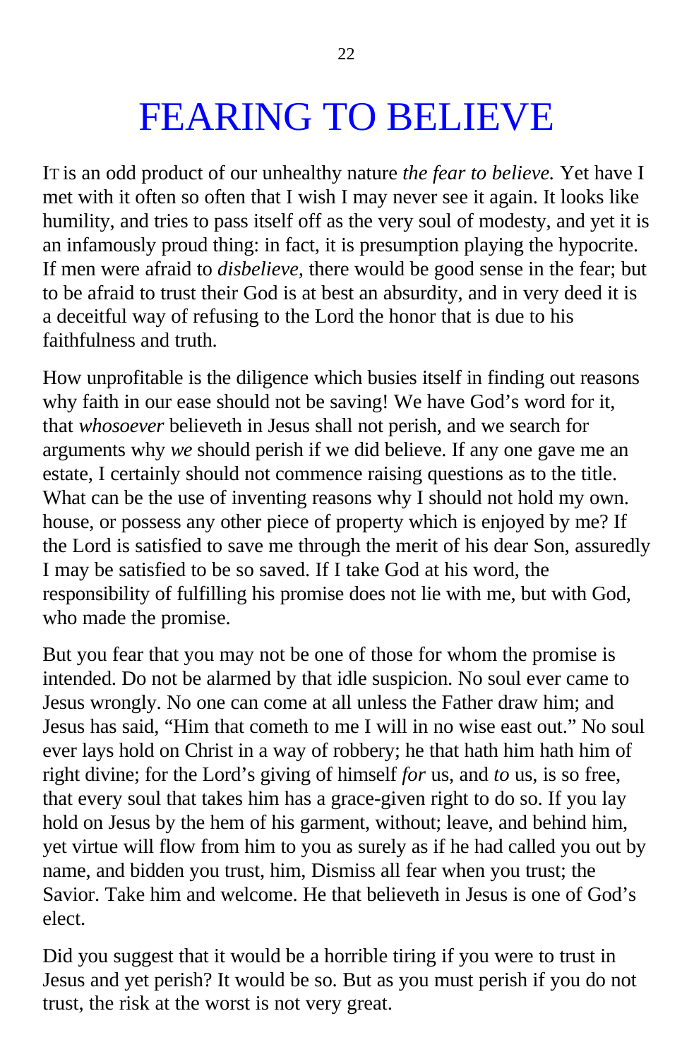# FEARING TO BELIEVE

IT is an odd product of our unhealthy nature *the fear to believe.* Yet have I met with it often so often that I wish I may never see it again. It looks like humility, and tries to pass itself off as the very soul of modesty, and yet it is an infamously proud thing: in fact, it is presumption playing the hypocrite. If men were afraid to *disbelieve,* there would be good sense in the fear; but to be afraid to trust their God is at best an absurdity, and in very deed it is a deceitful way of refusing to the Lord the honor that is due to his faithfulness and truth.

How unprofitable is the diligence which busies itself in finding out reasons why faith in our ease should not be saving! We have God's word for it, that *whosoever* believeth in Jesus shall not perish, and we search for arguments why *we* should perish if we did believe. If any one gave me an estate, I certainly should not commence raising questions as to the title. What can be the use of inventing reasons why I should not hold my own. house, or possess any other piece of property which is enjoyed by me? If the Lord is satisfied to save me through the merit of his dear Son, assuredly I may be satisfied to be so saved. If I take God at his word, the responsibility of fulfilling his promise does not lie with me, but with God, who made the promise.

But you fear that you may not be one of those for whom the promise is intended. Do not be alarmed by that idle suspicion. No soul ever came to Jesus wrongly. No one can come at all unless the Father draw him; and Jesus has said, "Him that cometh to me I will in no wise east out." No soul ever lays hold on Christ in a way of robbery; he that hath him hath him of right divine; for the Lord's giving of himself *for* us, and *to* us, is so free, that every soul that takes him has a grace-given right to do so. If you lay hold on Jesus by the hem of his garment, without; leave, and behind him, yet virtue will flow from him to you as surely as if he had called you out by name, and bidden you trust, him, Dismiss all fear when you trust; the Savior. Take him and welcome. He that believeth in Jesus is one of God's elect.

Did you suggest that it would be a horrible tiring if you were to trust in Jesus and yet perish? It would be so. But as you must perish if you do not trust, the risk at the worst is not very great.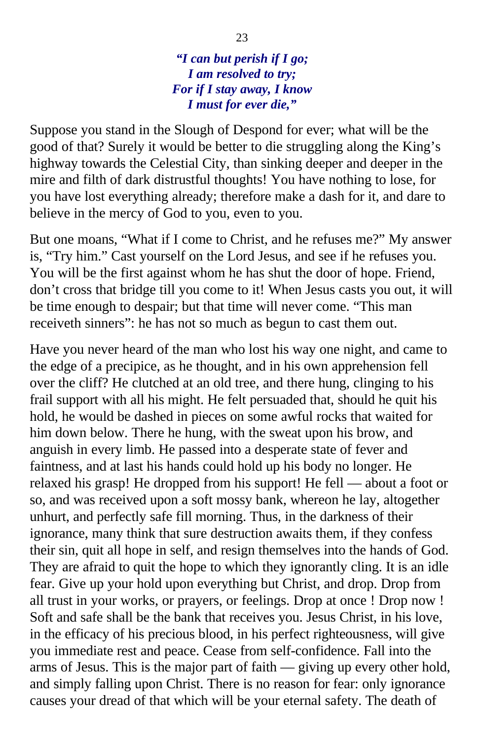***"I can but perish if I go;***
***I am resolved to try;***
***For if I stay away, I know***
***I must for ever die,"***

Suppose you stand in the Slough of Despond for ever; what will be the good of that? Surely it would be better to die struggling along the King's highway towards the Celestial City, than sinking deeper and deeper in the mire and filth of dark distrustful thoughts! You have nothing to lose, for you have lost everything already; therefore make a dash for it, and dare to believe in the mercy of God to you, even to you.

But one moans, "What if I come to Christ, and he refuses me?" My answer is, "Try him." Cast yourself on the Lord Jesus, and see if he refuses you. You will be the first against whom he has shut the door of hope. Friend, don't cross that bridge till you come to it! When Jesus casts you out, it will be time enough to despair; but that time will never come. "This man receiveth sinners": he has not so much as begun to cast them out.

Have you never heard of the man who lost his way one night, and came to the edge of a precipice, as he thought, and in his own apprehension fell over the cliff? He clutched at an old tree, and there hung, clinging to his frail support with all his might. He felt persuaded that, should he quit his hold, he would be dashed in pieces on some awful rocks that waited for him down below. There he hung, with the sweat upon his brow, and anguish in every limb. He passed into a desperate state of fever and faintness, and at last his hands could hold up his body no longer. He relaxed his grasp! He dropped from his support! He fell — about a foot or so, and was received upon a soft mossy bank, whereon he lay, altogether unhurt, and perfectly safe fill morning. Thus, in the darkness of their ignorance, many think that sure destruction awaits them, if they confess their sin, quit all hope in self, and resign themselves into the hands of God. They are afraid to quit the hope to which they ignorantly cling. It is an idle fear. Give up your hold upon everything but Christ, and drop. Drop from all trust in your works, or prayers, or feelings. Drop at once ! Drop now ! Soft and safe shall be the bank that receives you. Jesus Christ, in his love, in the efficacy of his precious blood, in his perfect righteousness, will give you immediate rest and peace. Cease from self-confidence. Fall into the arms of Jesus. This is the major part of faith — giving up every other hold, and simply falling upon Christ. There is no reason for fear: only ignorance causes your dread of that which will be your eternal safety. The death of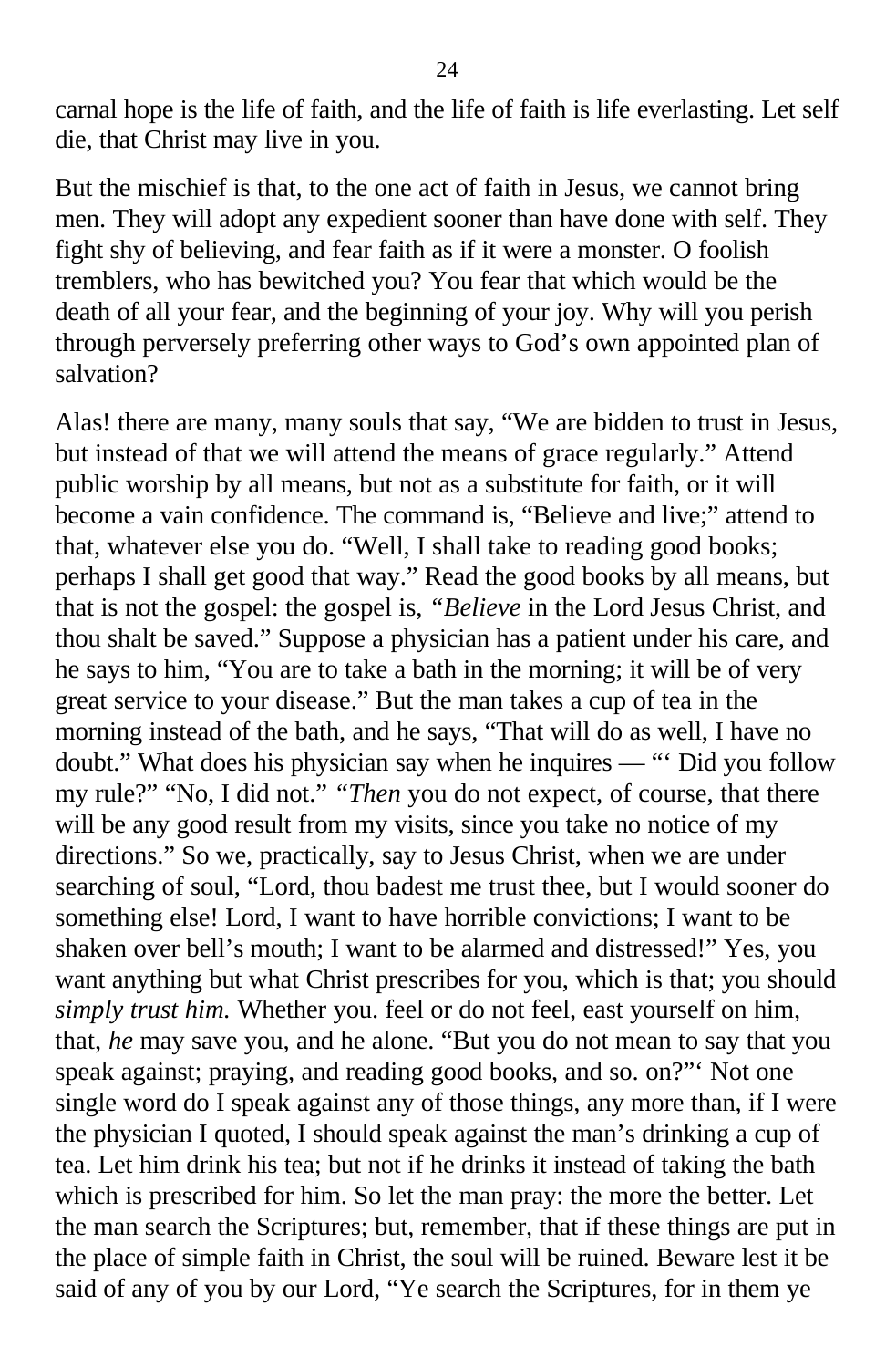carnal hope is the life of faith, and the life of faith is life everlasting. Let self die, that Christ may live in you.

But the mischief is that, to the one act of faith in Jesus, we cannot bring men. They will adopt any expedient sooner than have done with self. They fight shy of believing, and fear faith as if it were a monster. O foolish tremblers, who has bewitched you? You fear that which would be the death of all your fear, and the beginning of your joy. Why will you perish through perversely preferring other ways to God's own appointed plan of salvation?

Alas! there are many, many souls that say, "We are bidden to trust in Jesus, but instead of that we will attend the means of grace regularly." Attend public worship by all means, but not as a substitute for faith, or it will become a vain confidence. The command is, "Believe and live;" attend to that, whatever else you do. "Well, I shall take to reading good books; perhaps I shall get good that way." Read the good books by all means, but that is not the gospel: the gospel is, *"Believe* in the Lord Jesus Christ, and thou shalt be saved." Suppose a physician has a patient under his care, and he says to him, "You are to take a bath in the morning; it will be of very great service to your disease." But the man takes a cup of tea in the morning instead of the bath, and he says, "That will do as well, I have no doubt." What does his physician say when he inquires — "' Did you follow my rule?" "No, I did not." *"Then* you do not expect, of course, that there will be any good result from my visits, since you take no notice of my directions." So we, practically, say to Jesus Christ, when we are under searching of soul, "Lord, thou badest me trust thee, but I would sooner do something else! Lord, I want to have horrible convictions; I want to be shaken over bell's mouth; I want to be alarmed and distressed!" Yes, you want anything but what Christ prescribes for you, which is that; you should *simply trust him.* Whether you. feel or do not feel, east yourself on him, that, *he* may save you, and he alone. "But you do not mean to say that you speak against; praying, and reading good books, and so. on?"' Not one single word do I speak against any of those things, any more than, if I were the physician I quoted, I should speak against the man's drinking a cup of tea. Let him drink his tea; but not if he drinks it instead of taking the bath which is prescribed for him. So let the man pray: the more the better. Let the man search the Scriptures; but, remember, that if these things are put in the place of simple faith in Christ, the soul will be ruined. Beware lest it be said of any of you by our Lord, "Ye search the Scriptures, for in them ye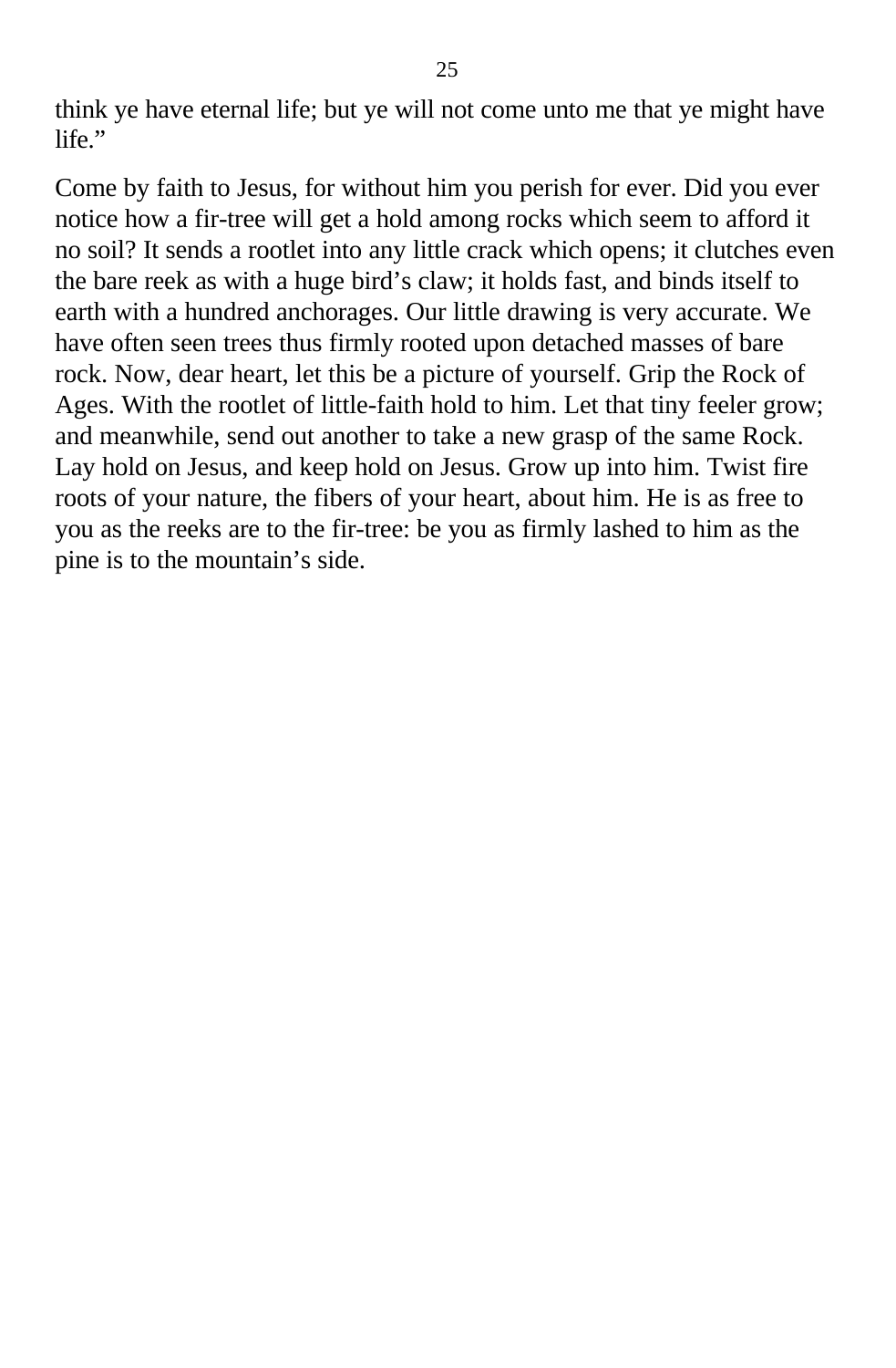think ye have eternal life; but ye will not come unto me that ye might have life.”

Come by faith to Jesus, for without him you perish for ever. Did you ever notice how a fir-tree will get a hold among rocks which seem to afford it no soil? It sends a rootlet into any little crack which opens; it clutches even the bare reek as with a huge bird’s claw; it holds fast, and binds itself to earth with a hundred anchorages. Our little drawing is very accurate. We have often seen trees thus firmly rooted upon detached masses of bare rock. Now, dear heart, let this be a picture of yourself. Grip the Rock of Ages. With the rootlet of little-faith hold to him. Let that tiny feeler grow; and meanwhile, send out another to take a new grasp of the same Rock. Lay hold on Jesus, and keep hold on Jesus. Grow up into him. Twist fire roots of your nature, the fibers of your heart, about him. He is as free to you as the reeks are to the fir-tree: be you as firmly lashed to him as the pine is to the mountain’s side.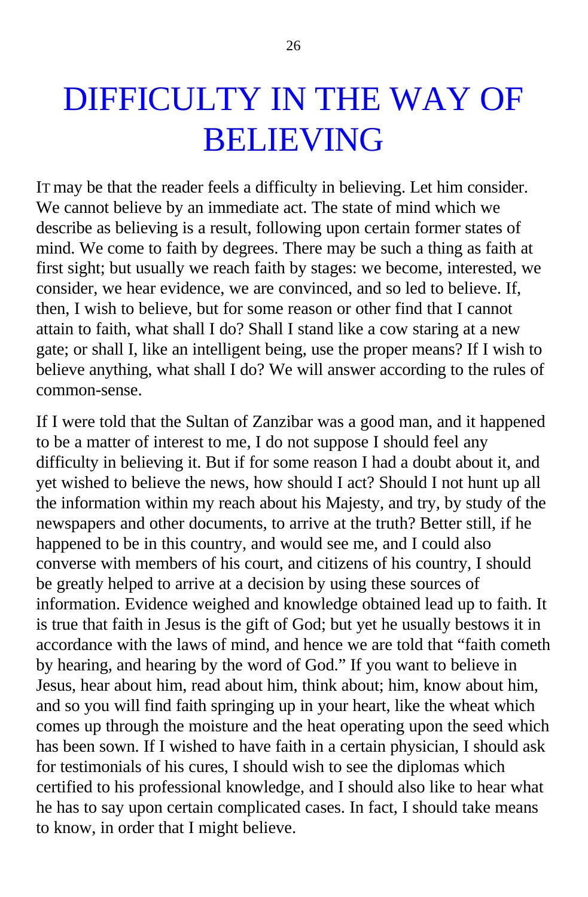# DIFFICULTY IN THE WAY OF BELIEVING

IT may be that the reader feels a difficulty in believing. Let him consider. We cannot believe by an immediate act. The state of mind which we describe as believing is a result, following upon certain former states of mind. We come to faith by degrees. There may be such a thing as faith at first sight; but usually we reach faith by stages: we become, interested, we consider, we hear evidence, we are convinced, and so led to believe. If, then, I wish to believe, but for some reason or other find that I cannot attain to faith, what shall I do? Shall I stand like a cow staring at a new gate; or shall I, like an intelligent being, use the proper means? If I wish to believe anything, what shall I do? We will answer according to the rules of common-sense.

If I were told that the Sultan of Zanzibar was a good man, and it happened to be a matter of interest to me, I do not suppose I should feel any difficulty in believing it. But if for some reason I had a doubt about it, and yet wished to believe the news, how should I act? Should I not hunt up all the information within my reach about his Majesty, and try, by study of the newspapers and other documents, to arrive at the truth? Better still, if he happened to be in this country, and would see me, and I could also converse with members of his court, and citizens of his country, I should be greatly helped to arrive at a decision by using these sources of information. Evidence weighed and knowledge obtained lead up to faith. It is true that faith in Jesus is the gift of God; but yet he usually bestows it in accordance with the laws of mind, and hence we are told that "faith cometh by hearing, and hearing by the word of God." If you want to believe in Jesus, hear about him, read about him, think about; him, know about him, and so you will find faith springing up in your heart, like the wheat which comes up through the moisture and the heat operating upon the seed which has been sown. If I wished to have faith in a certain physician, I should ask for testimonials of his cures, I should wish to see the diplomas which certified to his professional knowledge, and I should also like to hear what he has to say upon certain complicated cases. In fact, I should take means to know, in order that I might believe.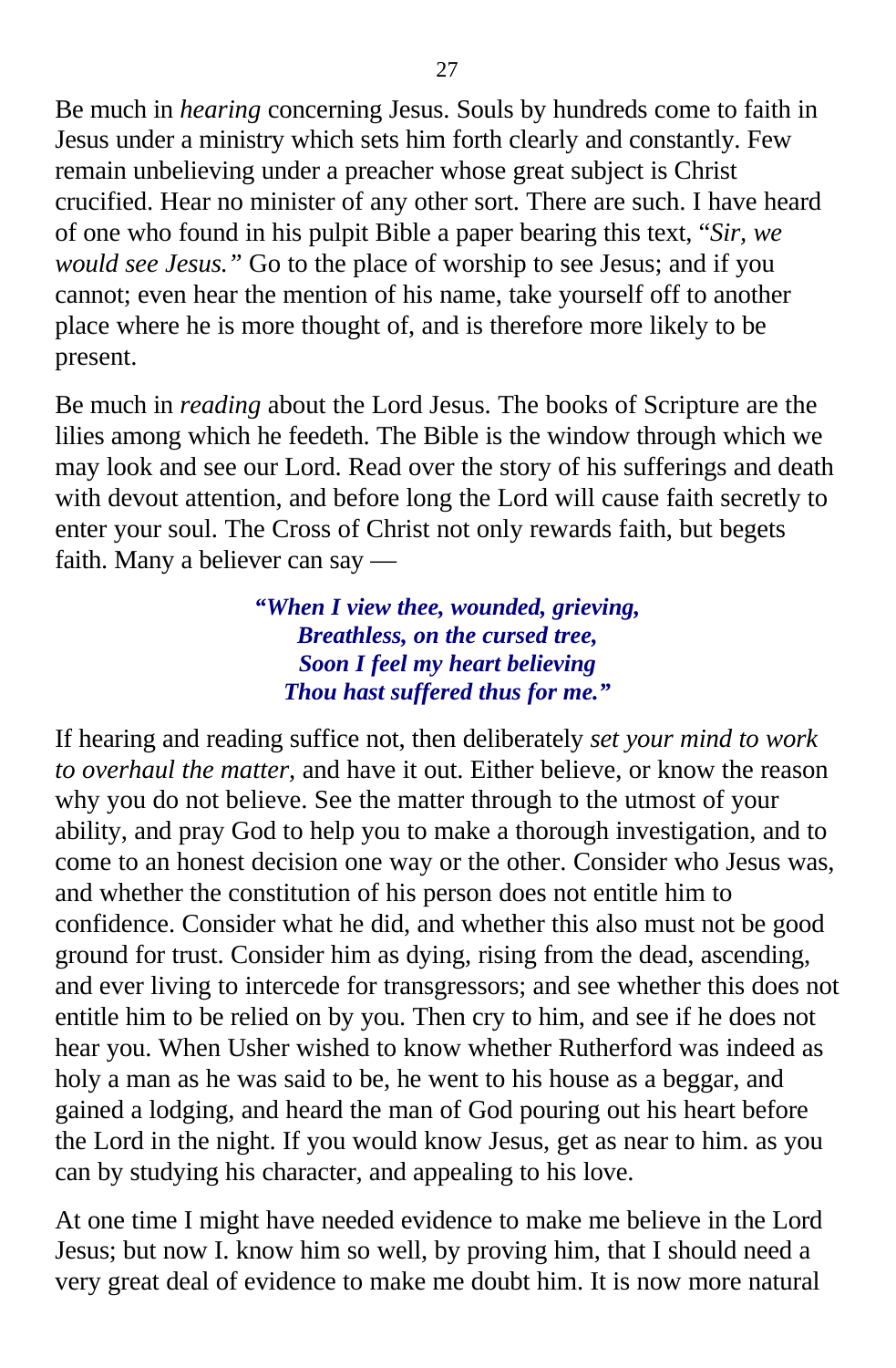Be much in *hearing* concerning Jesus. Souls by hundreds come to faith in Jesus under a ministry which sets him forth clearly and constantly. Few remain unbelieving under a preacher whose great subject is Christ crucified. Hear no minister of any other sort. There are such. I have heard of one who found in his pulpit Bible a paper bearing this text, "*Sir, we would see Jesus.*" Go to the place of worship to see Jesus; and if you cannot; even hear the mention of his name, take yourself off to another place where he is more thought of, and is therefore more likely to be present.

Be much in *reading* about the Lord Jesus. The books of Scripture are the lilies among which he feedeth. The Bible is the window through which we may look and see our Lord. Read over the story of his sufferings and death with devout attention, and before long the Lord will cause faith secretly to enter your soul. The Cross of Christ not only rewards faith, but begets faith. Many a believer can say —

> ***"When I view thee, wounded, grieving,***
> ***Breathless, on the cursed tree,***
> ***Soon I feel my heart believing***
> ***Thou hast suffered thus for me."***

If hearing and reading suffice not, then deliberately *set your mind to work to overhaul the matter,* and have it out. Either believe, or know the reason why you do not believe. See the matter through to the utmost of your ability, and pray God to help you to make a thorough investigation, and to come to an honest decision one way or the other. Consider who Jesus was, and whether the constitution of his person does not entitle him to confidence. Consider what he did, and whether this also must not be good ground for trust. Consider him as dying, rising from the dead, ascending, and ever living to intercede for transgressors; and see whether this does not entitle him to be relied on by you. Then cry to him, and see if he does not hear you. When Usher wished to know whether Rutherford was indeed as holy a man as he was said to be, he went to his house as a beggar, and gained a lodging, and heard the man of God pouring out his heart before the Lord in the night. If you would know Jesus, get as near to him. as you can by studying his character, and appealing to his love.

At one time I might have needed evidence to make me believe in the Lord Jesus; but now I. know him so well, by proving him, that I should need a very great deal of evidence to make me doubt him. It is now more natural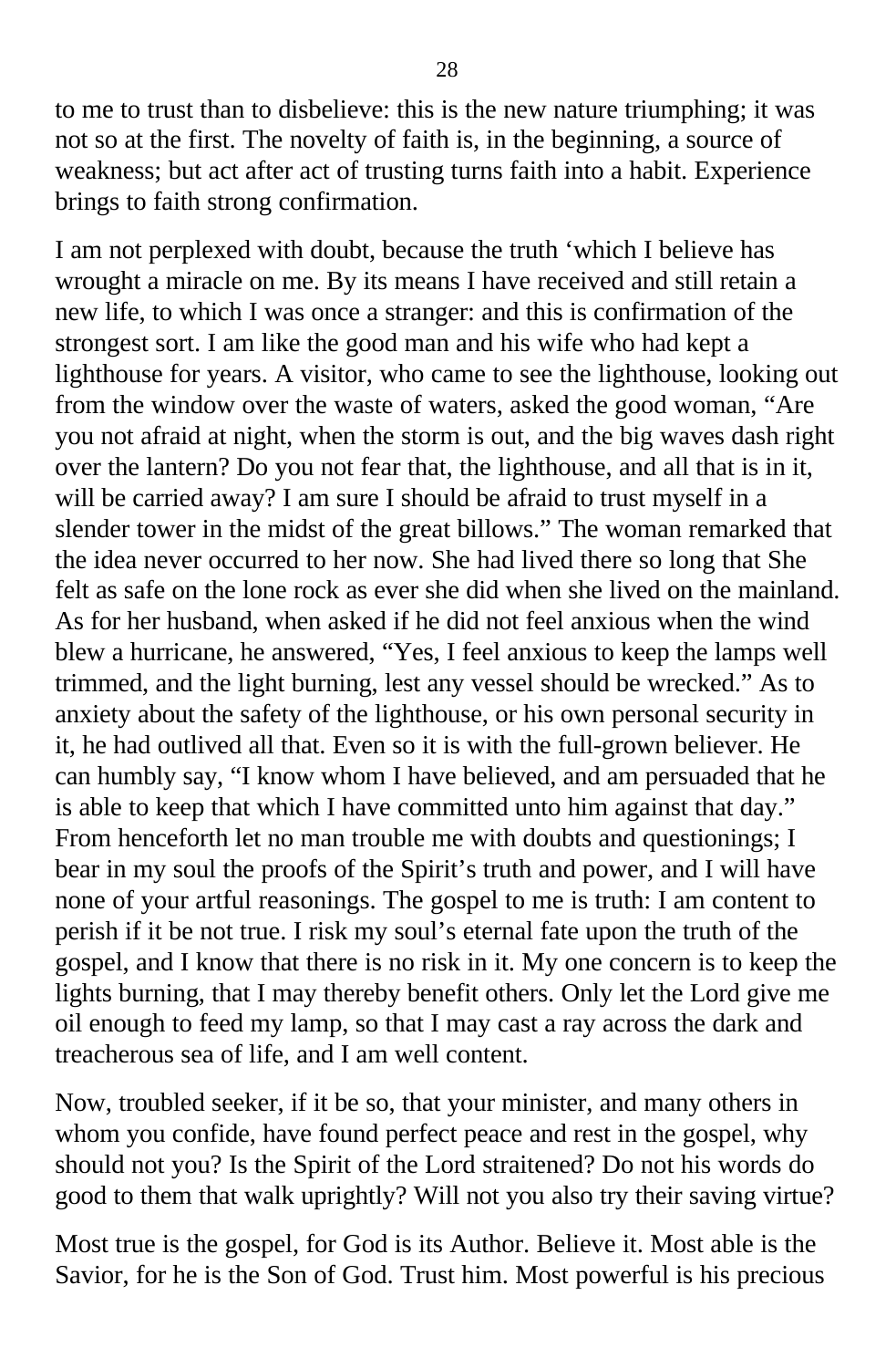to me to trust than to disbelieve: this is the new nature triumphing; it was not so at the first. The novelty of faith is, in the beginning, a source of weakness; but act after act of trusting turns faith into a habit. Experience brings to faith strong confirmation.

I am not perplexed with doubt, because the truth ‘which I believe has wrought a miracle on me. By its means I have received and still retain a new life, to which I was once a stranger: and this is confirmation of the strongest sort. I am like the good man and his wife who had kept a lighthouse for years. A visitor, who came to see the lighthouse, looking out from the window over the waste of waters, asked the good woman, “Are you not afraid at night, when the storm is out, and the big waves dash right over the lantern? Do you not fear that, the lighthouse, and all that is in it, will be carried away? I am sure I should be afraid to trust myself in a slender tower in the midst of the great billows.” The woman remarked that the idea never occurred to her now. She had lived there so long that She felt as safe on the lone rock as ever she did when she lived on the mainland. As for her husband, when asked if he did not feel anxious when the wind blew a hurricane, he answered, “Yes, I feel anxious to keep the lamps well trimmed, and the light burning, lest any vessel should be wrecked.” As to anxiety about the safety of the lighthouse, or his own personal security in it, he had outlived all that. Even so it is with the full-grown believer. He can humbly say, “I know whom I have believed, and am persuaded that he is able to keep that which I have committed unto him against that day.” From henceforth let no man trouble me with doubts and questionings; I bear in my soul the proofs of the Spirit’s truth and power, and I will have none of your artful reasonings. The gospel to me is truth: I am content to perish if it be not true. I risk my soul’s eternal fate upon the truth of the gospel, and I know that there is no risk in it. My one concern is to keep the lights burning, that I may thereby benefit others. Only let the Lord give me oil enough to feed my lamp, so that I may cast a ray across the dark and treacherous sea of life, and I am well content.

Now, troubled seeker, if it be so, that your minister, and many others in whom you confide, have found perfect peace and rest in the gospel, why should not you? Is the Spirit of the Lord straitened? Do not his words do good to them that walk uprightly? Will not you also try their saving virtue?

Most true is the gospel, for God is its Author. Believe it. Most able is the Savior, for he is the Son of God. Trust him. Most powerful is his precious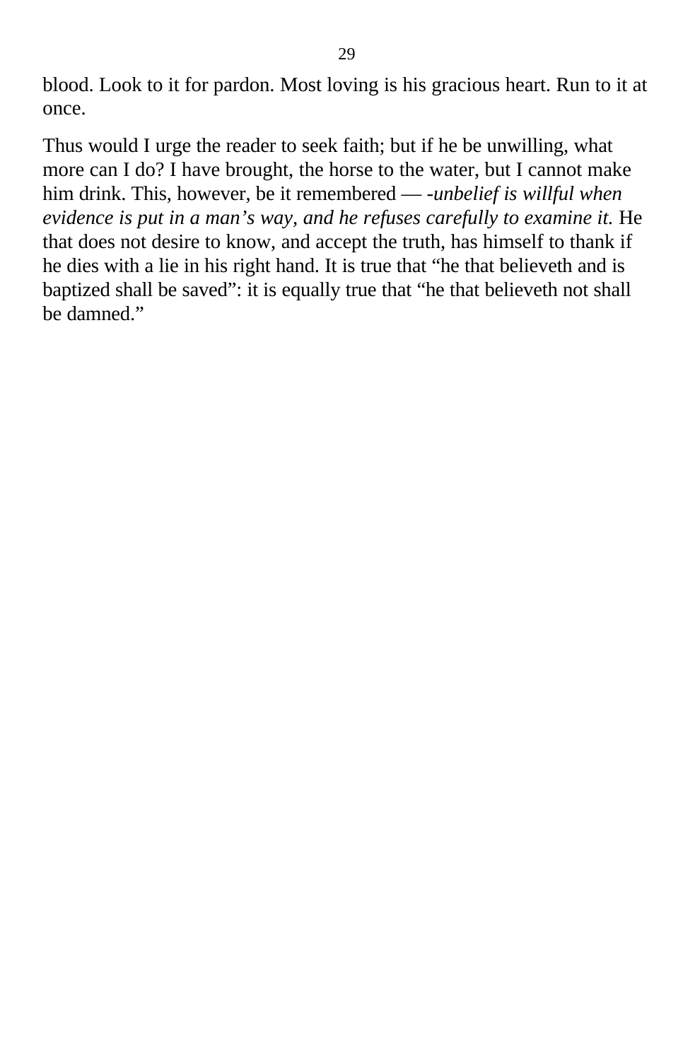blood. Look to it for pardon. Most loving is his gracious heart. Run to it at once.

Thus would I urge the reader to seek faith; but if he be unwilling, what more can I do? I have brought, the horse to the water, but I cannot make him drink. This, however, be it remembered — *-unbelief is willful when evidence is put in a man's way, and he refuses carefully to examine it.* He that does not desire to know, and accept the truth, has himself to thank if he dies with a lie in his right hand. It is true that "he that believeth and is baptized shall be saved": it is equally true that "he that believeth not shall be damned."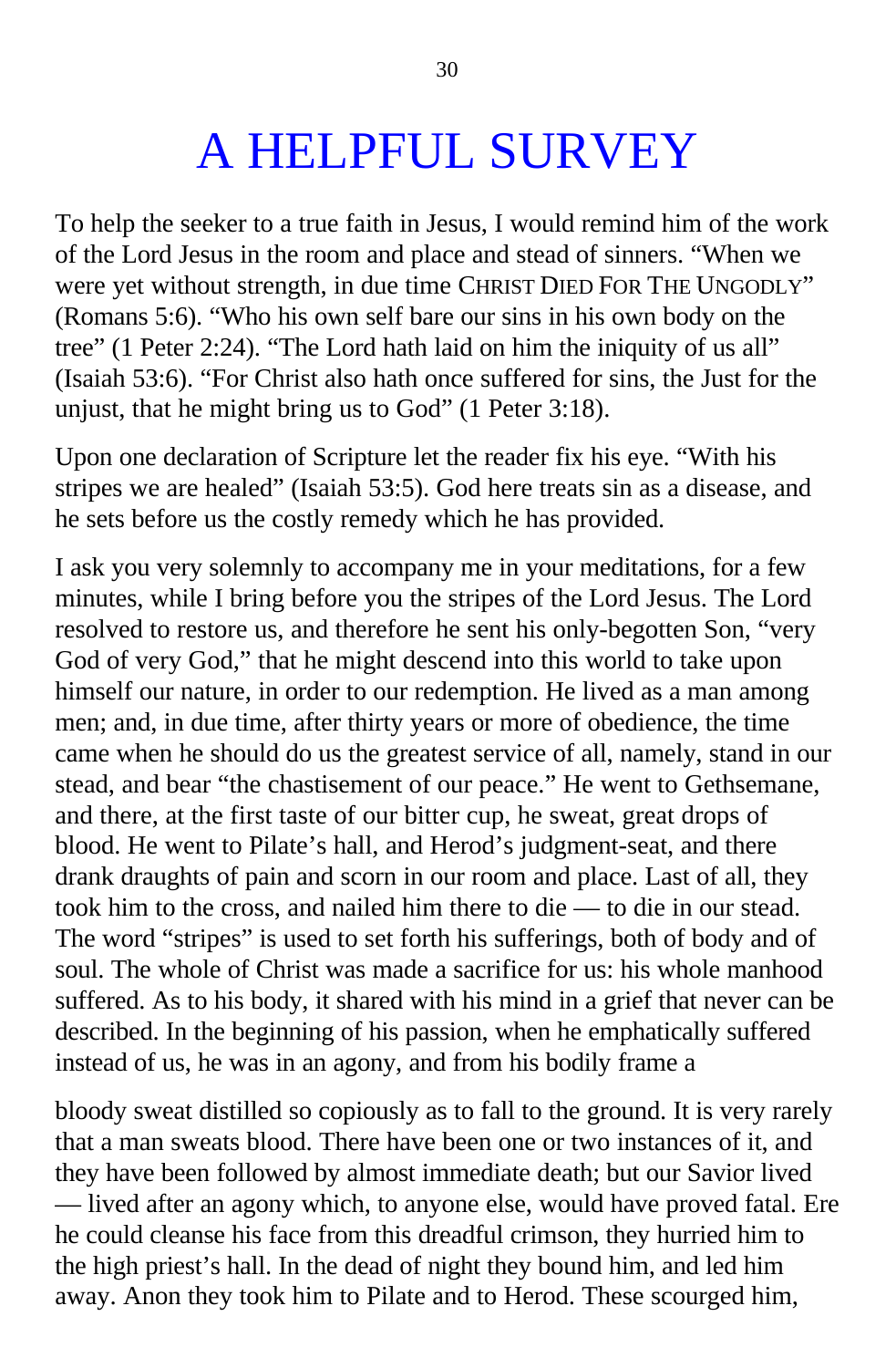# A HELPFUL SURVEY

To help the seeker to a true faith in Jesus, I would remind him of the work of the Lord Jesus in the room and place and stead of sinners. “When we were yet without strength, in due time CHRIST DIED FOR THE UNGODLY” (Romans 5:6). “Who his own self bare our sins in his own body on the tree” (1 Peter 2:24). “The Lord hath laid on him the iniquity of us all” (Isaiah 53:6). “For Christ also hath once suffered for sins, the Just for the unjust, that he might bring us to God” (1 Peter 3:18).

Upon one declaration of Scripture let the reader fix his eye. “With his stripes we are healed” (Isaiah 53:5). God here treats sin as a disease, and he sets before us the costly remedy which he has provided.

I ask you very solemnly to accompany me in your meditations, for a few minutes, while I bring before you the stripes of the Lord Jesus. The Lord resolved to restore us, and therefore he sent his only-begotten Son, “very God of very God,” that he might descend into this world to take upon himself our nature, in order to our redemption. He lived as a man among men; and, in due time, after thirty years or more of obedience, the time came when he should do us the greatest service of all, namely, stand in our stead, and bear “the chastisement of our peace.” He went to Gethsemane, and there, at the first taste of our bitter cup, he sweat, great drops of blood. He went to Pilate’s hall, and Herod’s judgment-seat, and there drank draughts of pain and scorn in our room and place. Last of all, they took him to the cross, and nailed him there to die — to die in our stead. The word “stripes” is used to set forth his sufferings, both of body and of soul. The whole of Christ was made a sacrifice for us: his whole manhood suffered. As to his body, it shared with his mind in a grief that never can be described. In the beginning of his passion, when he emphatically suffered instead of us, he was in an agony, and from his bodily frame a bloody sweat distilled so copiously as to fall to the ground. It is very rarely that a man sweats blood. There have been one or two instances of it, and they have been followed by almost immediate death; but our Savior lived — lived after an agony which, to anyone else, would have proved fatal. Ere he could cleanse his face from this dreadful crimson, they hurried him to the high priest’s hall. In the dead of night they bound him, and led him away. Anon they took him to Pilate and to Herod. These scourged him,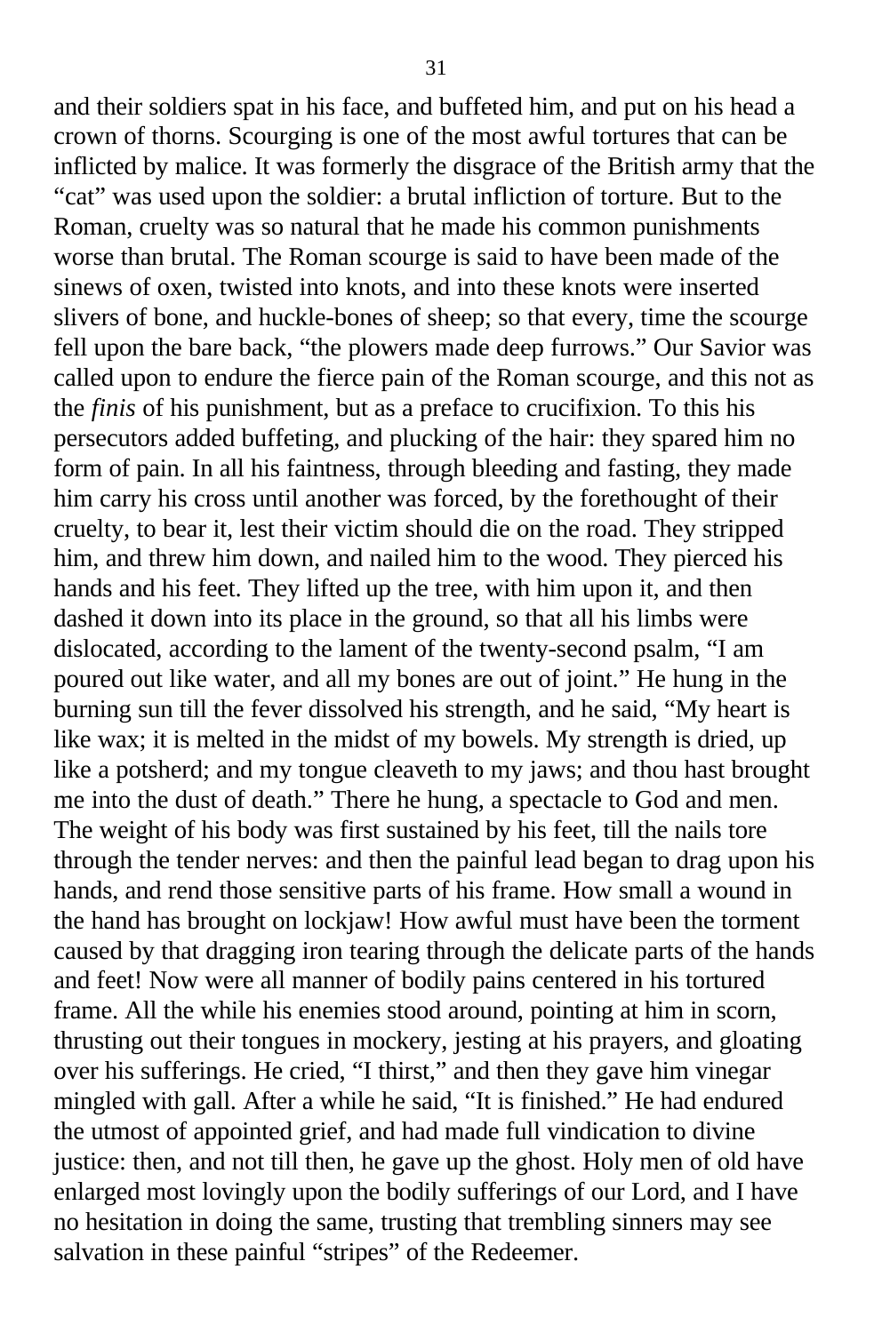and their soldiers spat in his face, and buffeted him, and put on his head a crown of thorns. Scourging is one of the most awful tortures that can be inflicted by malice. It was formerly the disgrace of the British army that the "cat" was used upon the soldier: a brutal infliction of torture. But to the Roman, cruelty was so natural that he made his common punishments worse than brutal. The Roman scourge is said to have been made of the sinews of oxen, twisted into knots, and into these knots were inserted slivers of bone, and huckle-bones of sheep; so that every, time the scourge fell upon the bare back, "the plowers made deep furrows." Our Savior was called upon to endure the fierce pain of the Roman scourge, and this not as the *finis* of his punishment, but as a preface to crucifixion. To this his persecutors added buffeting, and plucking of the hair: they spared him no form of pain. In all his faintness, through bleeding and fasting, they made him carry his cross until another was forced, by the forethought of their cruelty, to bear it, lest their victim should die on the road. They stripped him, and threw him down, and nailed him to the wood. They pierced his hands and his feet. They lifted up the tree, with him upon it, and then dashed it down into its place in the ground, so that all his limbs were dislocated, according to the lament of the twenty-second psalm, "I am poured out like water, and all my bones are out of joint." He hung in the burning sun till the fever dissolved his strength, and he said, "My heart is like wax; it is melted in the midst of my bowels. My strength is dried, up like a potsherd; and my tongue cleaveth to my jaws; and thou hast brought me into the dust of death." There he hung, a spectacle to God and men. The weight of his body was first sustained by his feet, till the nails tore through the tender nerves: and then the painful lead began to drag upon his hands, and rend those sensitive parts of his frame. How small a wound in the hand has brought on lockjaw! How awful must have been the torment caused by that dragging iron tearing through the delicate parts of the hands and feet! Now were all manner of bodily pains centered in his tortured frame. All the while his enemies stood around, pointing at him in scorn, thrusting out their tongues in mockery, jesting at his prayers, and gloating over his sufferings. He cried, "I thirst," and then they gave him vinegar mingled with gall. After a while he said, "It is finished." He had endured the utmost of appointed grief, and had made full vindication to divine justice: then, and not till then, he gave up the ghost. Holy men of old have enlarged most lovingly upon the bodily sufferings of our Lord, and I have no hesitation in doing the same, trusting that trembling sinners may see salvation in these painful "stripes" of the Redeemer.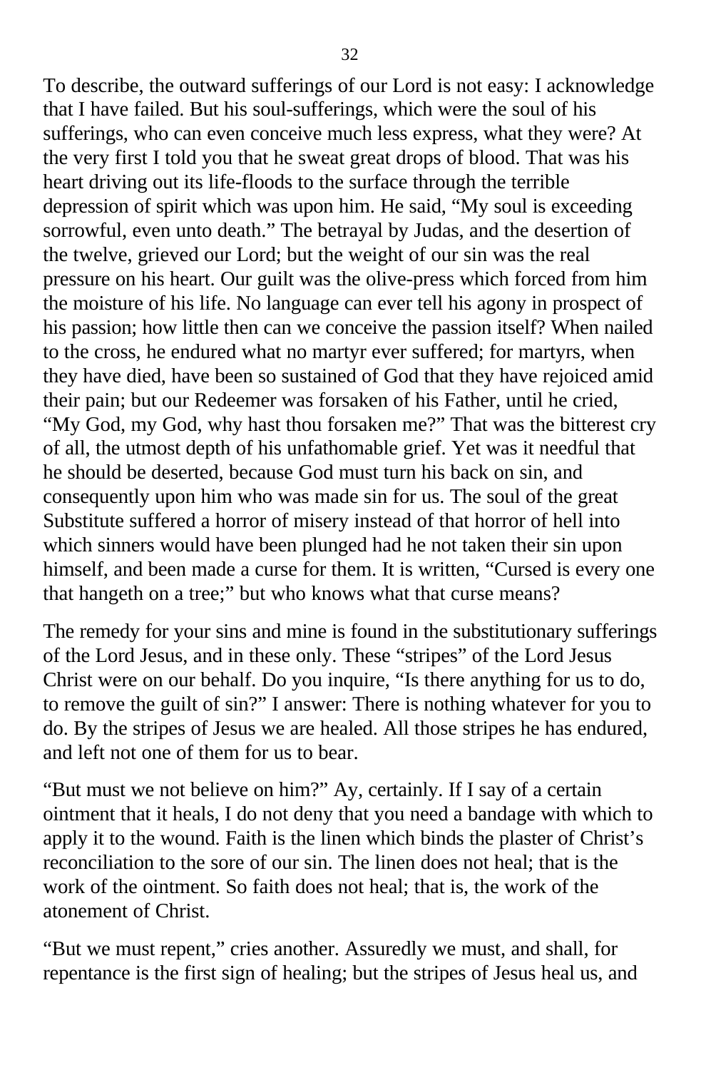To describe, the outward sufferings of our Lord is not easy: I acknowledge that I have failed. But his soul-sufferings, which were the soul of his sufferings, who can even conceive much less express, what they were? At the very first I told you that he sweat great drops of blood. That was his heart driving out its life-floods to the surface through the terrible depression of spirit which was upon him. He said, "My soul is exceeding sorrowful, even unto death." The betrayal by Judas, and the desertion of the twelve, grieved our Lord; but the weight of our sin was the real pressure on his heart. Our guilt was the olive-press which forced from him the moisture of his life. No language can ever tell his agony in prospect of his passion; how little then can we conceive the passion itself? When nailed to the cross, he endured what no martyr ever suffered; for martyrs, when they have died, have been so sustained of God that they have rejoiced amid their pain; but our Redeemer was forsaken of his Father, until he cried, "My God, my God, why hast thou forsaken me?" That was the bitterest cry of all, the utmost depth of his unfathomable grief. Yet was it needful that he should be deserted, because God must turn his back on sin, and consequently upon him who was made sin for us. The soul of the great Substitute suffered a horror of misery instead of that horror of hell into which sinners would have been plunged had he not taken their sin upon himself, and been made a curse for them. It is written, "Cursed is every one that hangeth on a tree;" but who knows what that curse means?

The remedy for your sins and mine is found in the substitutionary sufferings of the Lord Jesus, and in these only. These "stripes" of the Lord Jesus Christ were on our behalf. Do you inquire, "Is there anything for us to do, to remove the guilt of sin?" I answer: There is nothing whatever for you to do. By the stripes of Jesus we are healed. All those stripes he has endured, and left not one of them for us to bear.

"But must we not believe on him?" Ay, certainly. If I say of a certain ointment that it heals, I do not deny that you need a bandage with which to apply it to the wound. Faith is the linen which binds the plaster of Christ's reconciliation to the sore of our sin. The linen does not heal; that is the work of the ointment. So faith does not heal; that is, the work of the atonement of Christ.

"But we must repent," cries another. Assuredly we must, and shall, for repentance is the first sign of healing; but the stripes of Jesus heal us, and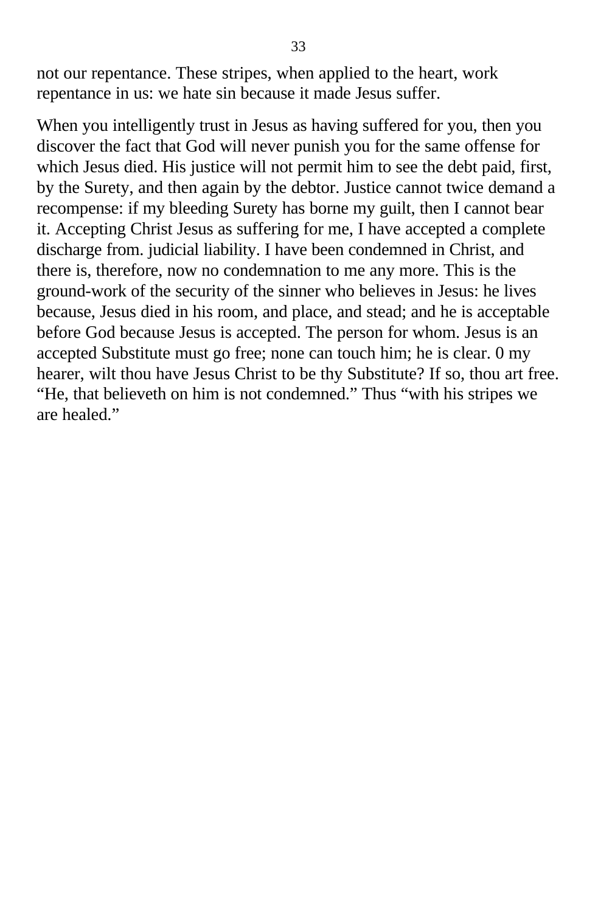not our repentance. These stripes, when applied to the heart, work repentance in us: we hate sin because it made Jesus suffer.

When you intelligently trust in Jesus as having suffered for you, then you discover the fact that God will never punish you for the same offense for which Jesus died. His justice will not permit him to see the debt paid, first, by the Surety, and then again by the debtor. Justice cannot twice demand a recompense: if my bleeding Surety has borne my guilt, then I cannot bear it. Accepting Christ Jesus as suffering for me, I have accepted a complete discharge from. judicial liability. I have been condemned in Christ, and there is, therefore, now no condemnation to me any more. This is the ground-work of the security of the sinner who believes in Jesus: he lives because, Jesus died in his room, and place, and stead; and he is acceptable before God because Jesus is accepted. The person for whom. Jesus is an accepted Substitute must go free; none can touch him; he is clear. 0 my hearer, wilt thou have Jesus Christ to be thy Substitute? If so, thou art free. "He, that believeth on him is not condemned." Thus "with his stripes we are healed."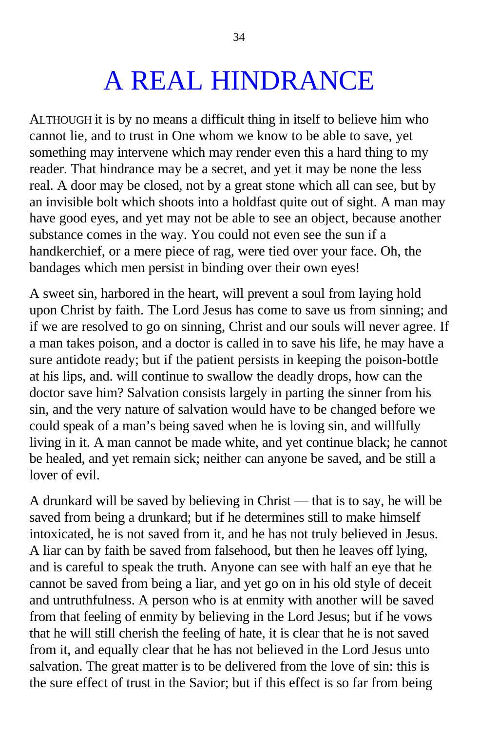# A REAL HINDRANCE

ALTHOUGH it is by no means a difficult thing in itself to believe him who cannot lie, and to trust in One whom we know to be able to save, yet something may intervene which may render even this a hard thing to my reader. That hindrance may be a secret, and yet it may be none the less real. A door may be closed, not by a great stone which all can see, but by an invisible bolt which shoots into a holdfast quite out of sight. A man may have good eyes, and yet may not be able to see an object, because another substance comes in the way. You could not even see the sun if a handkerchief, or a mere piece of rag, were tied over your face. Oh, the bandages which men persist in binding over their own eyes!

A sweet sin, harbored in the heart, will prevent a soul from laying hold upon Christ by faith. The Lord Jesus has come to save us from sinning; and if we are resolved to go on sinning, Christ and our souls will never agree. If a man takes poison, and a doctor is called in to save his life, he may have a sure antidote ready; but if the patient persists in keeping the poison-bottle at his lips, and. will continue to swallow the deadly drops, how can the doctor save him? Salvation consists largely in parting the sinner from his sin, and the very nature of salvation would have to be changed before we could speak of a man's being saved when he is loving sin, and willfully living in it. A man cannot be made white, and yet continue black; he cannot be healed, and yet remain sick; neither can anyone be saved, and be still a lover of evil.

A drunkard will be saved by believing in Christ — that is to say, he will be saved from being a drunkard; but if he determines still to make himself intoxicated, he is not saved from it, and he has not truly believed in Jesus. A liar can by faith be saved from falsehood, but then he leaves off lying, and is careful to speak the truth. Anyone can see with half an eye that he cannot be saved from being a liar, and yet go on in his old style of deceit and untruthfulness. A person who is at enmity with another will be saved from that feeling of enmity by believing in the Lord Jesus; but if he vows that he will still cherish the feeling of hate, it is clear that he is not saved from it, and equally clear that he has not believed in the Lord Jesus unto salvation. The great matter is to be delivered from the love of sin: this is the sure effect of trust in the Savior; but if this effect is so far from being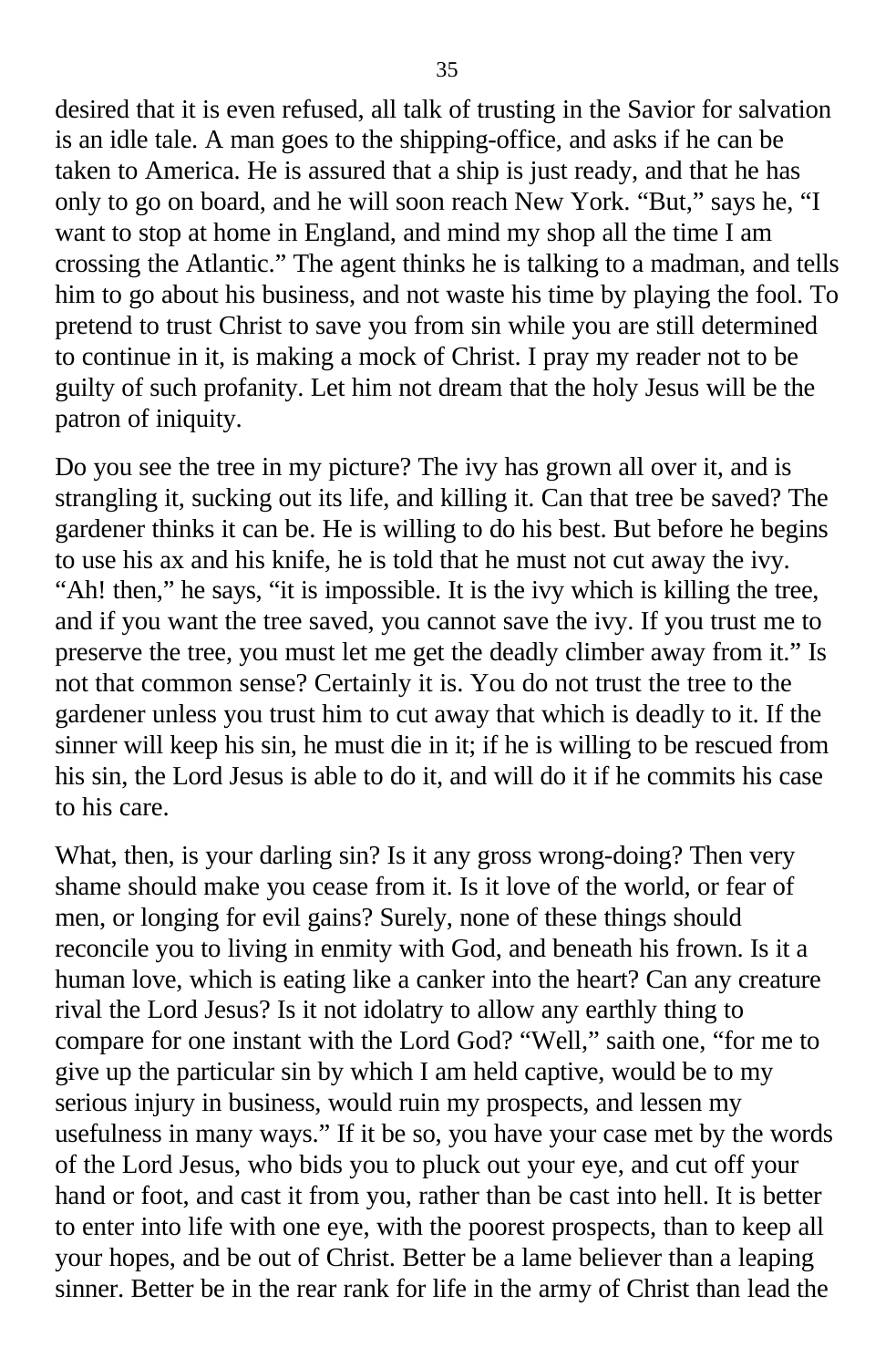desired that it is even refused, all talk of trusting in the Savior for salvation is an idle tale. A man goes to the shipping-office, and asks if he can be taken to America. He is assured that a ship is just ready, and that he has only to go on board, and he will soon reach New York. "But," says he, "I want to stop at home in England, and mind my shop all the time I am crossing the Atlantic." The agent thinks he is talking to a madman, and tells him to go about his business, and not waste his time by playing the fool. To pretend to trust Christ to save you from sin while you are still determined to continue in it, is making a mock of Christ. I pray my reader not to be guilty of such profanity. Let him not dream that the holy Jesus will be the patron of iniquity.

Do you see the tree in my picture? The ivy has grown all over it, and is strangling it, sucking out its life, and killing it. Can that tree be saved? The gardener thinks it can be. He is willing to do his best. But before he begins to use his ax and his knife, he is told that he must not cut away the ivy. "Ah! then," he says, "it is impossible. It is the ivy which is killing the tree, and if you want the tree saved, you cannot save the ivy. If you trust me to preserve the tree, you must let me get the deadly climber away from it." Is not that common sense? Certainly it is. You do not trust the tree to the gardener unless you trust him to cut away that which is deadly to it. If the sinner will keep his sin, he must die in it; if he is willing to be rescued from his sin, the Lord Jesus is able to do it, and will do it if he commits his case to his care.

What, then, is your darling sin? Is it any gross wrong-doing? Then very shame should make you cease from it. Is it love of the world, or fear of men, or longing for evil gains? Surely, none of these things should reconcile you to living in enmity with God, and beneath his frown. Is it a human love, which is eating like a canker into the heart? Can any creature rival the Lord Jesus? Is it not idolatry to allow any earthly thing to compare for one instant with the Lord God? "Well," saith one, "for me to give up the particular sin by which I am held captive, would be to my serious injury in business, would ruin my prospects, and lessen my usefulness in many ways." If it be so, you have your case met by the words of the Lord Jesus, who bids you to pluck out your eye, and cut off your hand or foot, and cast it from you, rather than be cast into hell. It is better to enter into life with one eye, with the poorest prospects, than to keep all your hopes, and be out of Christ. Better be a lame believer than a leaping sinner. Better be in the rear rank for life in the army of Christ than lead the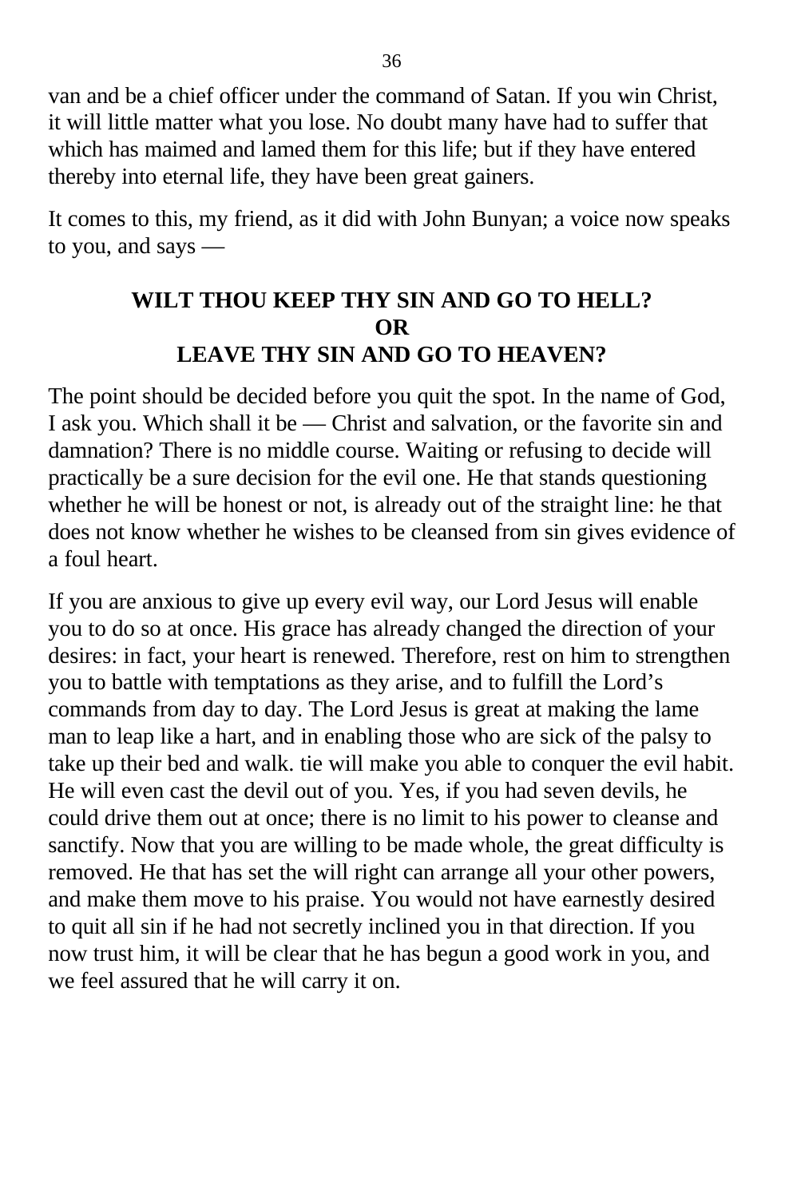van and be a chief officer under the command of Satan. If you win Christ, it will little matter what you lose. No doubt many have had to suffer that which has maimed and lamed them for this life; but if they have entered thereby into eternal life, they have been great gainers.

It comes to this, my friend, as it did with John Bunyan; a voice now speaks to you, and says —

**WILT THOU KEEP THY SIN AND GO TO HELL?**
**OR**
**LEAVE THY SIN AND GO TO HEAVEN?**

The point should be decided before you quit the spot. In the name of God, I ask you. Which shall it be — Christ and salvation, or the favorite sin and damnation? There is no middle course. Waiting or refusing to decide will practically be a sure decision for the evil one. He that stands questioning whether he will be honest or not, is already out of the straight line: he that does not know whether he wishes to be cleansed from sin gives evidence of a foul heart.

If you are anxious to give up every evil way, our Lord Jesus will enable you to do so at once. His grace has already changed the direction of your desires: in fact, your heart is renewed. Therefore, rest on him to strengthen you to battle with temptations as they arise, and to fulfill the Lord's commands from day to day. The Lord Jesus is great at making the lame man to leap like a hart, and in enabling those who are sick of the palsy to take up their bed and walk. tie will make you able to conquer the evil habit. He will even cast the devil out of you. Yes, if you had seven devils, he could drive them out at once; there is no limit to his power to cleanse and sanctify. Now that you are willing to be made whole, the great difficulty is removed. He that has set the will right can arrange all your other powers, and make them move to his praise. You would not have earnestly desired to quit all sin if he had not secretly inclined you in that direction. If you now trust him, it will be clear that he has begun a good work in you, and we feel assured that he will carry it on.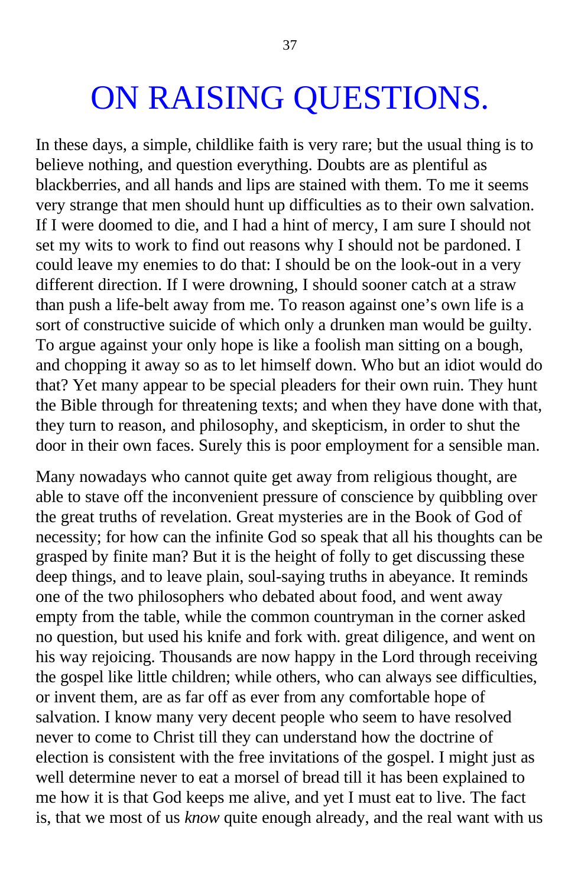# ON RAISING QUESTIONS.

In these days, a simple, childlike faith is very rare; but the usual thing is to believe nothing, and question everything. Doubts are as plentiful as blackberries, and all hands and lips are stained with them. To me it seems very strange that men should hunt up difficulties as to their own salvation. If I were doomed to die, and I had a hint of mercy, I am sure I should not set my wits to work to find out reasons why I should not be pardoned. I could leave my enemies to do that: I should be on the look-out in a very different direction. If I were drowning, I should sooner catch at a straw than push a life-belt away from me. To reason against one's own life is a sort of constructive suicide of which only a drunken man would be guilty. To argue against your only hope is like a foolish man sitting on a bough, and chopping it away so as to let himself down. Who but an idiot would do that? Yet many appear to be special pleaders for their own ruin. They hunt the Bible through for threatening texts; and when they have done with that, they turn to reason, and philosophy, and skepticism, in order to shut the door in their own faces. Surely this is poor employment for a sensible man.

Many nowadays who cannot quite get away from religious thought, are able to stave off the inconvenient pressure of conscience by quibbling over the great truths of revelation. Great mysteries are in the Book of God of necessity; for how can the infinite God so speak that all his thoughts can be grasped by finite man? But it is the height of folly to get discussing these deep things, and to leave plain, soul-saying truths in abeyance. It reminds one of the two philosophers who debated about food, and went away empty from the table, while the common countryman in the corner asked no question, but used his knife and fork with. great diligence, and went on his way rejoicing. Thousands are now happy in the Lord through receiving the gospel like little children; while others, who can always see difficulties, or invent them, are as far off as ever from any comfortable hope of salvation. I know many very decent people who seem to have resolved never to come to Christ till they can understand how the doctrine of election is consistent with the free invitations of the gospel. I might just as well determine never to eat a morsel of bread till it has been explained to me how it is that God keeps me alive, and yet I must eat to live. The fact is, that we most of us *know* quite enough already, and the real want with us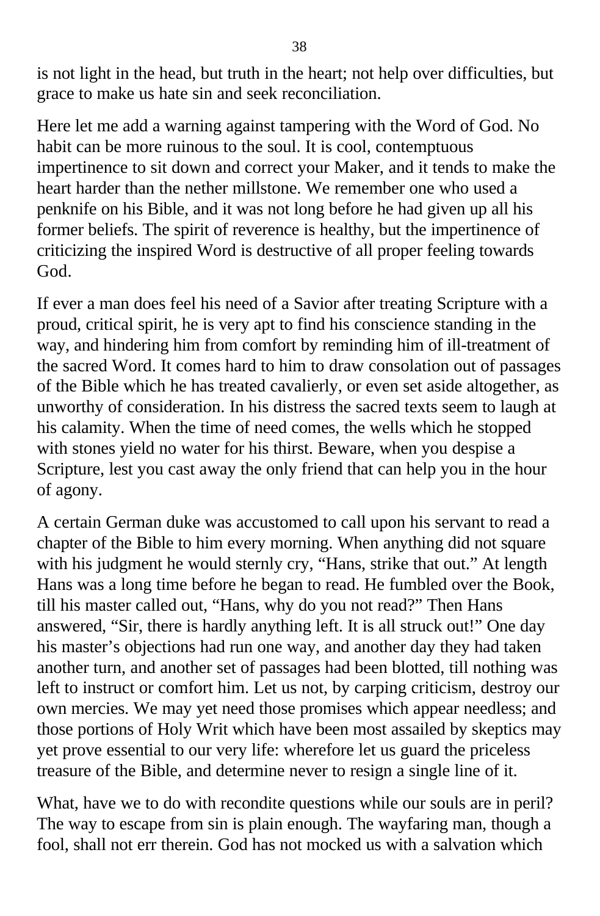is not light in the head, but truth in the heart; not help over difficulties, but grace to make us hate sin and seek reconciliation.

Here let me add a warning against tampering with the Word of God. No habit can be more ruinous to the soul. It is cool, contemptuous impertinence to sit down and correct your Maker, and it tends to make the heart harder than the nether millstone. We remember one who used a penknife on his Bible, and it was not long before he had given up all his former beliefs. The spirit of reverence is healthy, but the impertinence of criticizing the inspired Word is destructive of all proper feeling towards God.

If ever a man does feel his need of a Savior after treating Scripture with a proud, critical spirit, he is very apt to find his conscience standing in the way, and hindering him from comfort by reminding him of ill-treatment of the sacred Word. It comes hard to him to draw consolation out of passages of the Bible which he has treated cavalierly, or even set aside altogether, as unworthy of consideration. In his distress the sacred texts seem to laugh at his calamity. When the time of need comes, the wells which he stopped with stones yield no water for his thirst. Beware, when you despise a Scripture, lest you cast away the only friend that can help you in the hour of agony.

A certain German duke was accustomed to call upon his servant to read a chapter of the Bible to him every morning. When anything did not square with his judgment he would sternly cry, "Hans, strike that out." At length Hans was a long time before he began to read. He fumbled over the Book, till his master called out, "Hans, why do you not read?" Then Hans answered, "Sir, there is hardly anything left. It is all struck out!" One day his master's objections had run one way, and another day they had taken another turn, and another set of passages had been blotted, till nothing was left to instruct or comfort him. Let us not, by carping criticism, destroy our own mercies. We may yet need those promises which appear needless; and those portions of Holy Writ which have been most assailed by skeptics may yet prove essential to our very life: wherefore let us guard the priceless treasure of the Bible, and determine never to resign a single line of it.

What, have we to do with recondite questions while our souls are in peril? The way to escape from sin is plain enough. The wayfaring man, though a fool, shall not err therein. God has not mocked us with a salvation which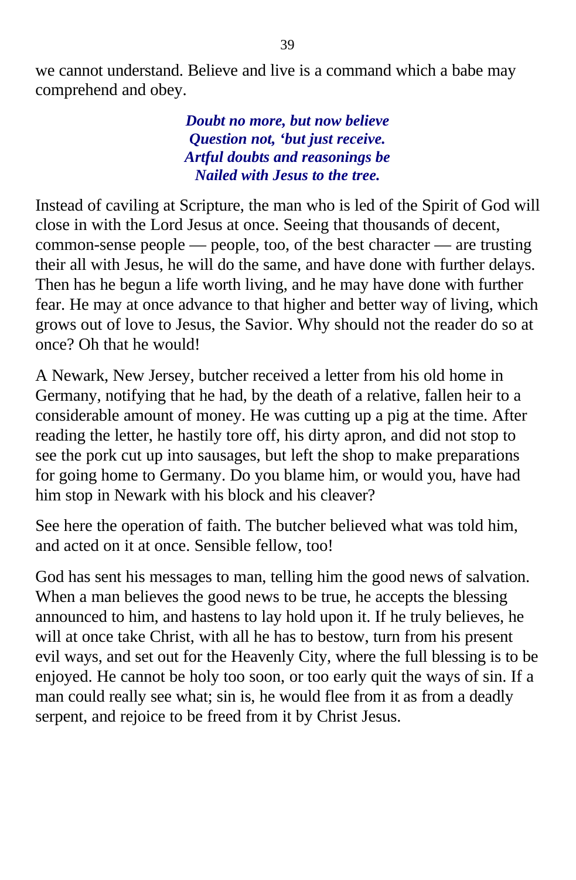we cannot understand. Believe and live is a command which a babe may comprehend and obey.

***Doubt no more, but now believe***
***Question not, ‘but just receive.***
***Artful doubts and reasonings be***
***Nailed with Jesus to the tree.***

Instead of caviling at Scripture, the man who is led of the Spirit of God will close in with the Lord Jesus at once. Seeing that thousands of decent, common-sense people — people, too, of the best character — are trusting their all with Jesus, he will do the same, and have done with further delays. Then has he begun a life worth living, and he may have done with further fear. He may at once advance to that higher and better way of living, which grows out of love to Jesus, the Savior. Why should not the reader do so at once? Oh that he would!

A Newark, New Jersey, butcher received a letter from his old home in Germany, notifying that he had, by the death of a relative, fallen heir to a considerable amount of money. He was cutting up a pig at the time. After reading the letter, he hastily tore off, his dirty apron, and did not stop to see the pork cut up into sausages, but left the shop to make preparations for going home to Germany. Do you blame him, or would you, have had him stop in Newark with his block and his cleaver?

See here the operation of faith. The butcher believed what was told him, and acted on it at once. Sensible fellow, too!

God has sent his messages to man, telling him the good news of salvation. When a man believes the good news to be true, he accepts the blessing announced to him, and hastens to lay hold upon it. If he truly believes, he will at once take Christ, with all he has to bestow, turn from his present evil ways, and set out for the Heavenly City, where the full blessing is to be enjoyed. He cannot be holy too soon, or too early quit the ways of sin. If a man could really see what; sin is, he would flee from it as from a deadly serpent, and rejoice to be freed from it by Christ Jesus.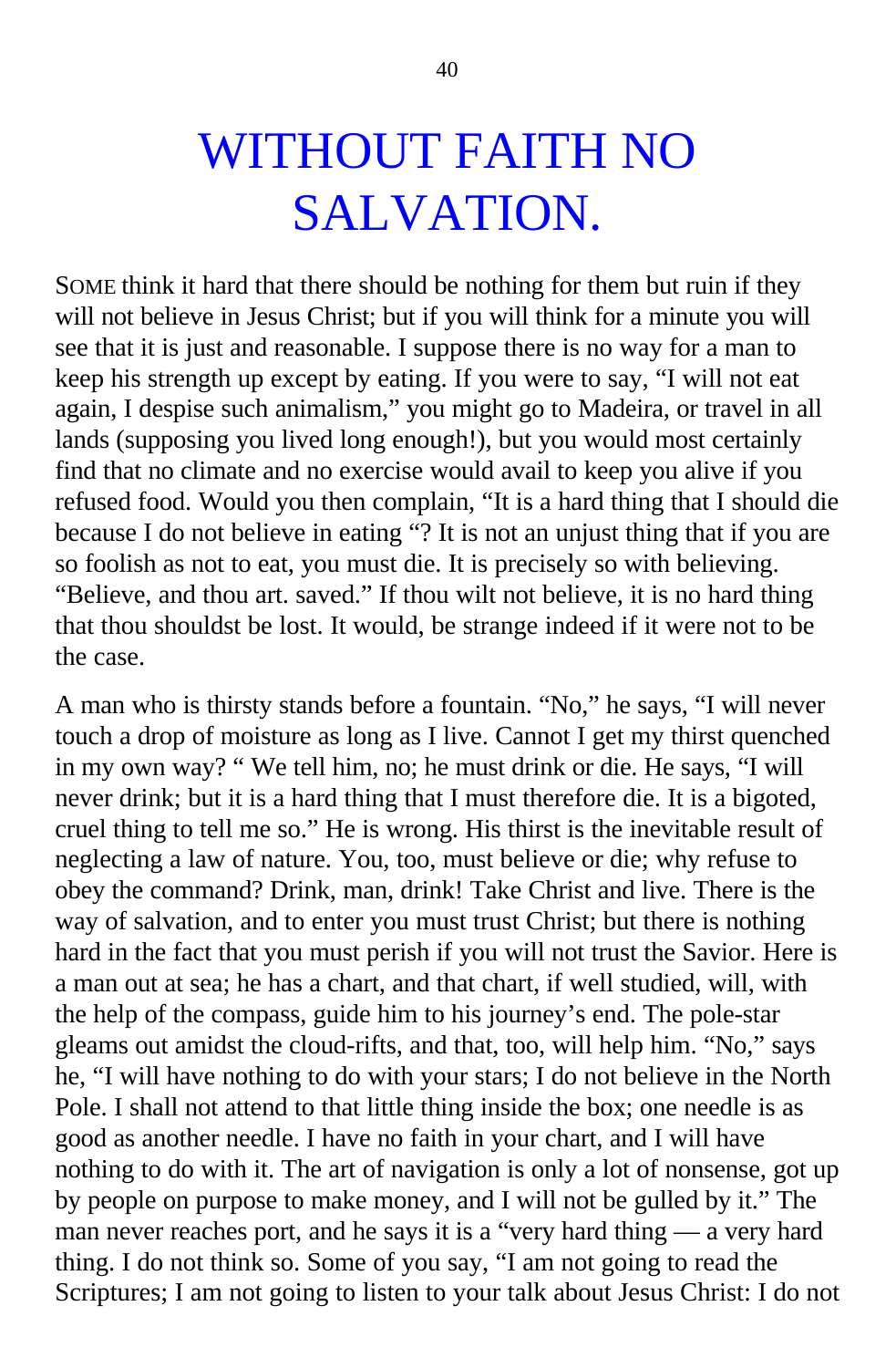# WITHOUT FAITH NO SALVATION.

SOME think it hard that there should be nothing for them but ruin if they will not believe in Jesus Christ; but if you will think for a minute you will see that it is just and reasonable. I suppose there is no way for a man to keep his strength up except by eating. If you were to say, "I will not eat again, I despise such animalism," you might go to Madeira, or travel in all lands (supposing you lived long enough!), but you would most certainly find that no climate and no exercise would avail to keep you alive if you refused food. Would you then complain, "It is a hard thing that I should die because I do not believe in eating "? It is not an unjust thing that if you are so foolish as not to eat, you must die. It is precisely so with believing. "Believe, and thou art. saved." If thou wilt not believe, it is no hard thing that thou shouldst be lost. It would, be strange indeed if it were not to be the case.

A man who is thirsty stands before a fountain. "No," he says, "I will never touch a drop of moisture as long as I live. Cannot I get my thirst quenched in my own way? " We tell him, no; he must drink or die. He says, "I will never drink; but it is a hard thing that I must therefore die. It is a bigoted, cruel thing to tell me so." He is wrong. His thirst is the inevitable result of neglecting a law of nature. You, too, must believe or die; why refuse to obey the command? Drink, man, drink! Take Christ and live. There is the way of salvation, and to enter you must trust Christ; but there is nothing hard in the fact that you must perish if you will not trust the Savior. Here is a man out at sea; he has a chart, and that chart, if well studied, will, with the help of the compass, guide him to his journey's end. The pole-star gleams out amidst the cloud-rifts, and that, too, will help him. "No," says he, "I will have nothing to do with your stars; I do not believe in the North Pole. I shall not attend to that little thing inside the box; one needle is as good as another needle. I have no faith in your chart, and I will have nothing to do with it. The art of navigation is only a lot of nonsense, got up by people on purpose to make money, and I will not be gulled by it." The man never reaches port, and he says it is a "very hard thing — a very hard thing. I do not think so. Some of you say, "I am not going to read the Scriptures; I am not going to listen to your talk about Jesus Christ: I do not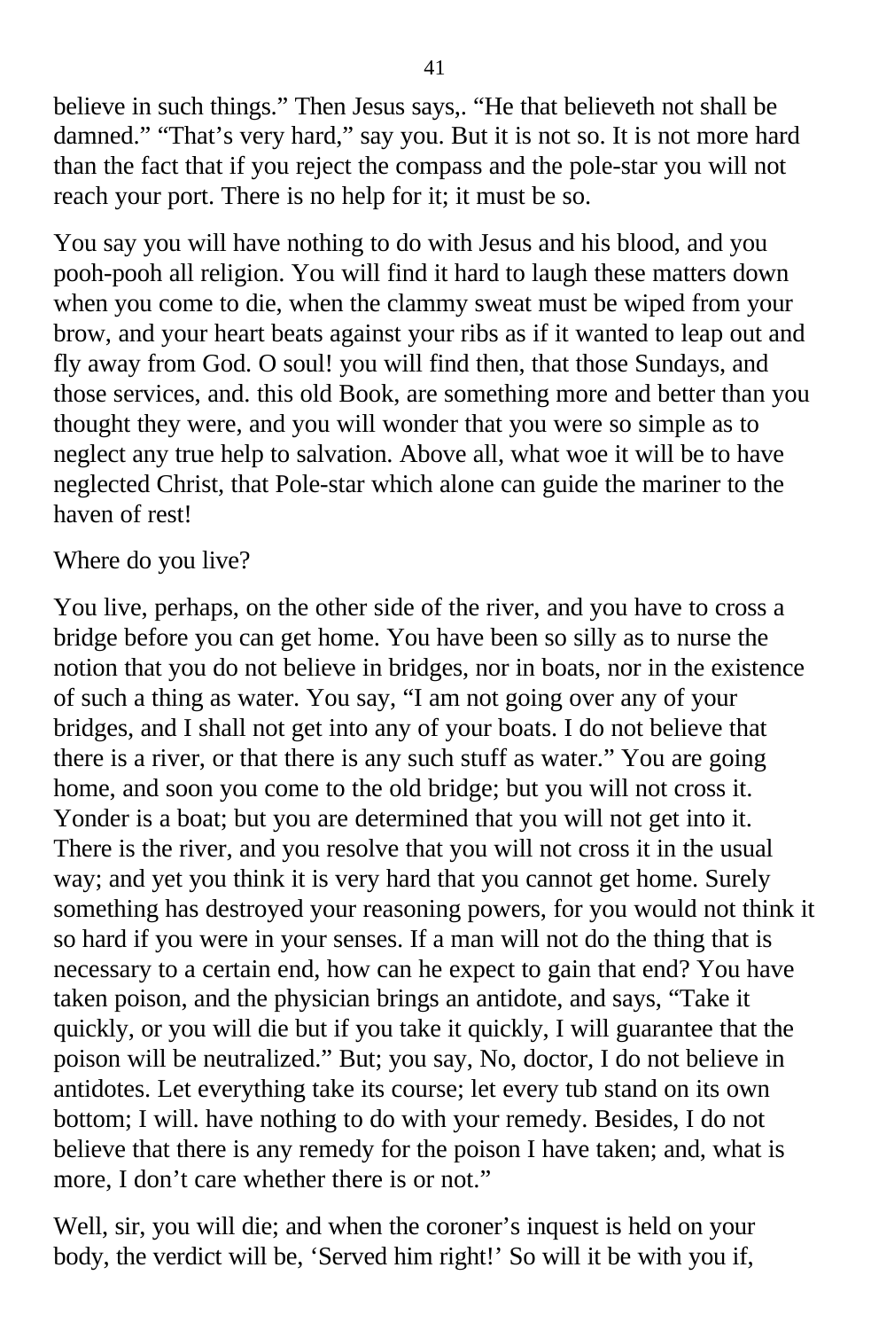believe in such things." Then Jesus says,. "He that believeth not shall be damned." "That's very hard," say you. But it is not so. It is not more hard than the fact that if you reject the compass and the pole-star you will not reach your port. There is no help for it; it must be so.

You say you will have nothing to do with Jesus and his blood, and you pooh-pooh all religion. You will find it hard to laugh these matters down when you come to die, when the clammy sweat must be wiped from your brow, and your heart beats against your ribs as if it wanted to leap out and fly away from God. O soul! you will find then, that those Sundays, and those services, and. this old Book, are something more and better than you thought they were, and you will wonder that you were so simple as to neglect any true help to salvation. Above all, what woe it will be to have neglected Christ, that Pole-star which alone can guide the mariner to the haven of rest!

Where do you live?

You live, perhaps, on the other side of the river, and you have to cross a bridge before you can get home. You have been so silly as to nurse the notion that you do not believe in bridges, nor in boats, nor in the existence of such a thing as water. You say, "I am not going over any of your bridges, and I shall not get into any of your boats. I do not believe that there is a river, or that there is any such stuff as water." You are going home, and soon you come to the old bridge; but you will not cross it. Yonder is a boat; but you are determined that you will not get into it. There is the river, and you resolve that you will not cross it in the usual way; and yet you think it is very hard that you cannot get home. Surely something has destroyed your reasoning powers, for you would not think it so hard if you were in your senses. If a man will not do the thing that is necessary to a certain end, how can he expect to gain that end? You have taken poison, and the physician brings an antidote, and says, "Take it quickly, or you will die but if you take it quickly, I will guarantee that the poison will be neutralized." But; you say, No, doctor, I do not believe in antidotes. Let everything take its course; let every tub stand on its own bottom; I will. have nothing to do with your remedy. Besides, I do not believe that there is any remedy for the poison I have taken; and, what is more, I don't care whether there is or not."

Well, sir, you will die; and when the coroner's inquest is held on your body, the verdict will be, 'Served him right!' So will it be with you if,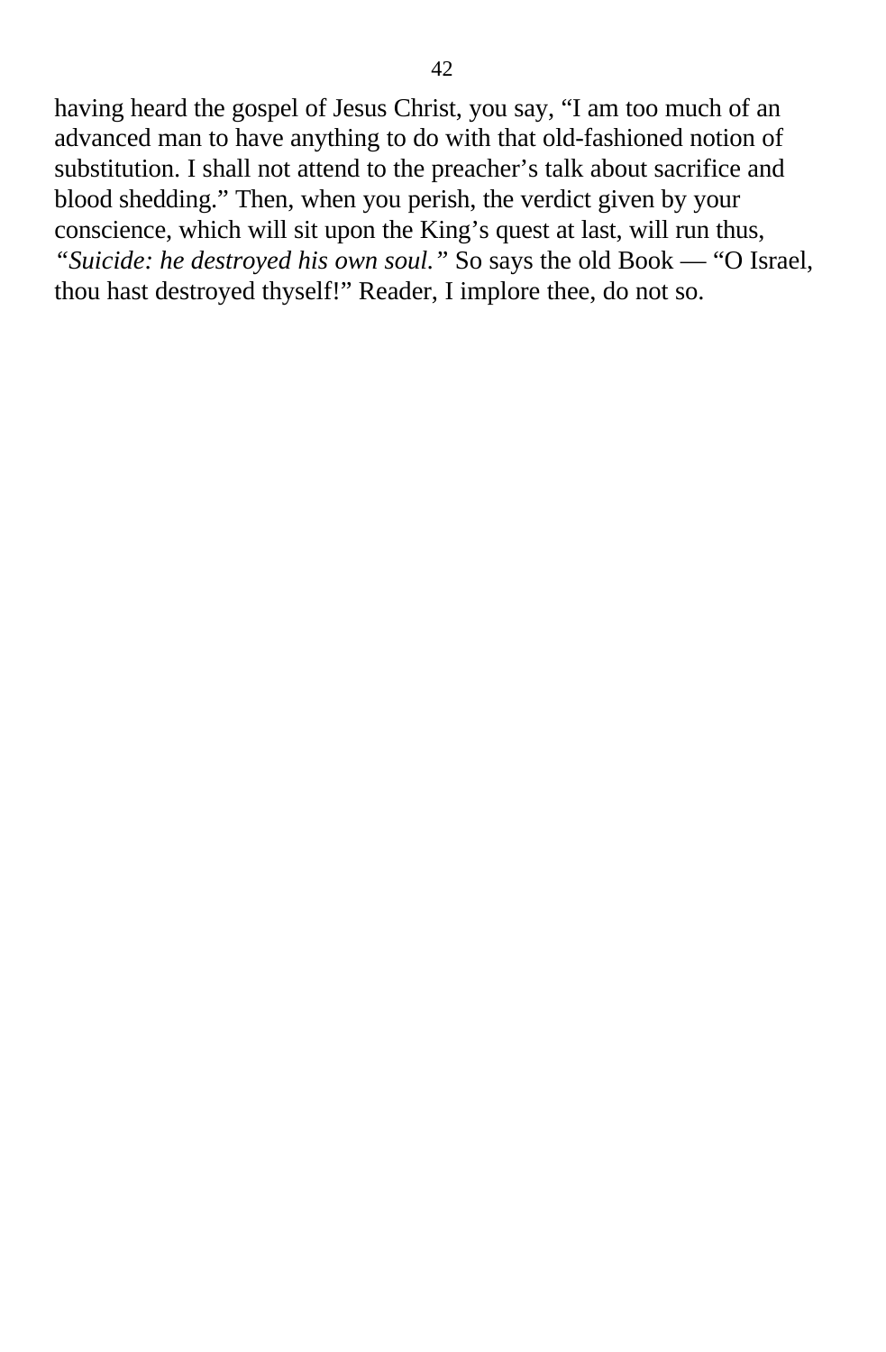having heard the gospel of Jesus Christ, you say, "I am too much of an advanced man to have anything to do with that old-fashioned notion of substitution. I shall not attend to the preacher's talk about sacrifice and blood shedding." Then, when you perish, the verdict given by your conscience, which will sit upon the King's quest at last, will run thus, *"Suicide: he destroyed his own soul."* So says the old Book — "O Israel, thou hast destroyed thyself!" Reader, I implore thee, do not so.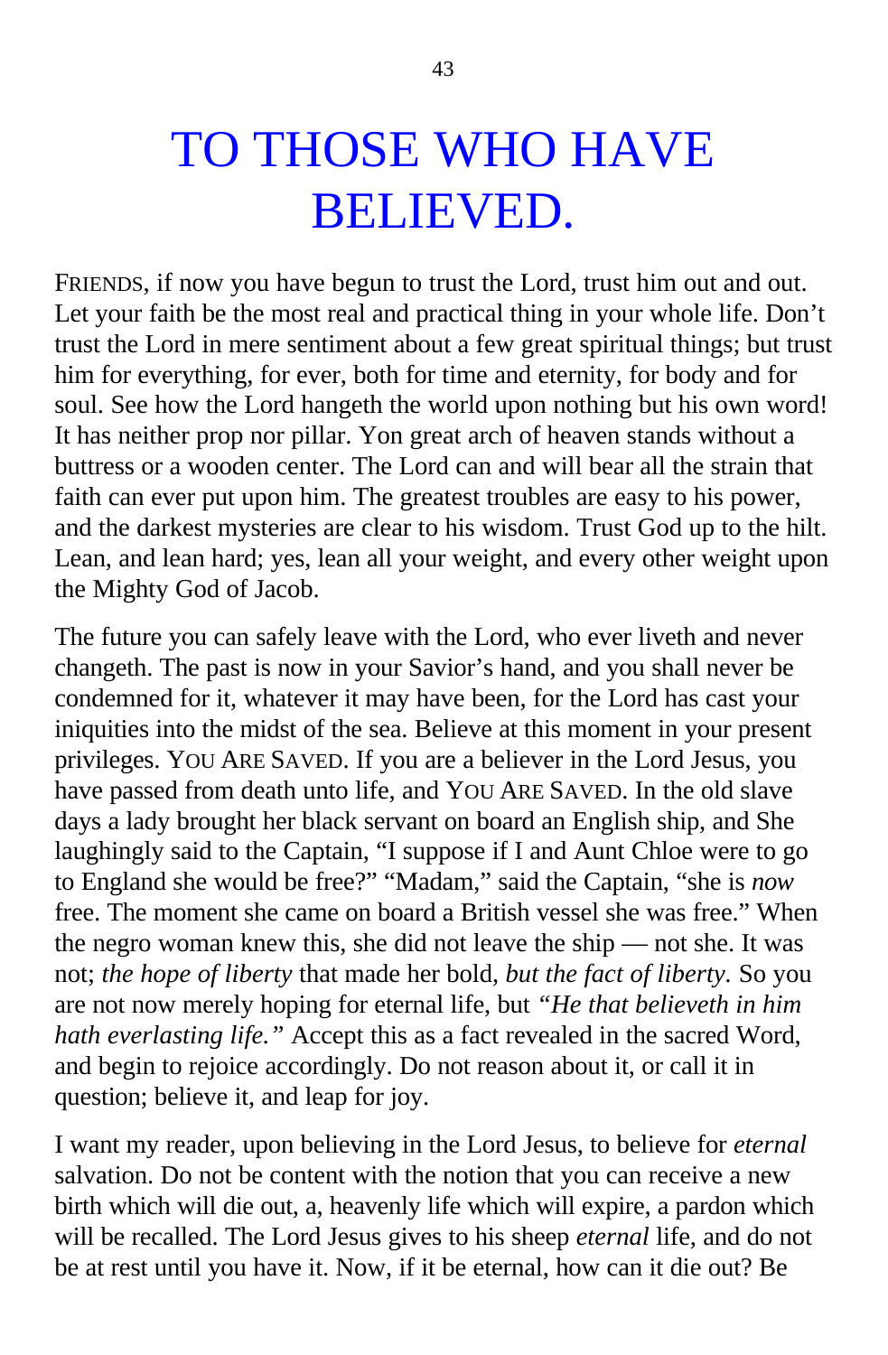# TO THOSE WHO HAVE BELIEVED.

FRIENDS, if now you have begun to trust the Lord, trust him out and out. Let your faith be the most real and practical thing in your whole life. Don't trust the Lord in mere sentiment about a few great spiritual things; but trust him for everything, for ever, both for time and eternity, for body and for soul. See how the Lord hangeth the world upon nothing but his own word! It has neither prop nor pillar. Yon great arch of heaven stands without a buttress or a wooden center. The Lord can and will bear all the strain that faith can ever put upon him. The greatest troubles are easy to his power, and the darkest mysteries are clear to his wisdom. Trust God up to the hilt. Lean, and lean hard; yes, lean all your weight, and every other weight upon the Mighty God of Jacob.

The future you can safely leave with the Lord, who ever liveth and never changeth. The past is now in your Savior's hand, and you shall never be condemned for it, whatever it may have been, for the Lord has cast your iniquities into the midst of the sea. Believe at this moment in your present privileges. YOU ARE SAVED. If you are a believer in the Lord Jesus, you have passed from death unto life, and YOU ARE SAVED. In the old slave days a lady brought her black servant on board an English ship, and She laughingly said to the Captain, "I suppose if I and Aunt Chloe were to go to England she would be free?" "Madam," said the Captain, "she is *now* free. The moment she came on board a British vessel she was free." When the negro woman knew this, she did not leave the ship — not she. It was not; *the hope of liberty* that made her bold, *but the fact of liberty.* So you are not now merely hoping for eternal life, but *"He that believeth in him hath everlasting life."* Accept this as a fact revealed in the sacred Word, and begin to rejoice accordingly. Do not reason about it, or call it in question; believe it, and leap for joy.

I want my reader, upon believing in the Lord Jesus, to believe for *eternal* salvation. Do not be content with the notion that you can receive a new birth which will die out, a, heavenly life which will expire, a pardon which will be recalled. The Lord Jesus gives to his sheep *eternal* life, and do not be at rest until you have it. Now, if it be eternal, how can it die out? Be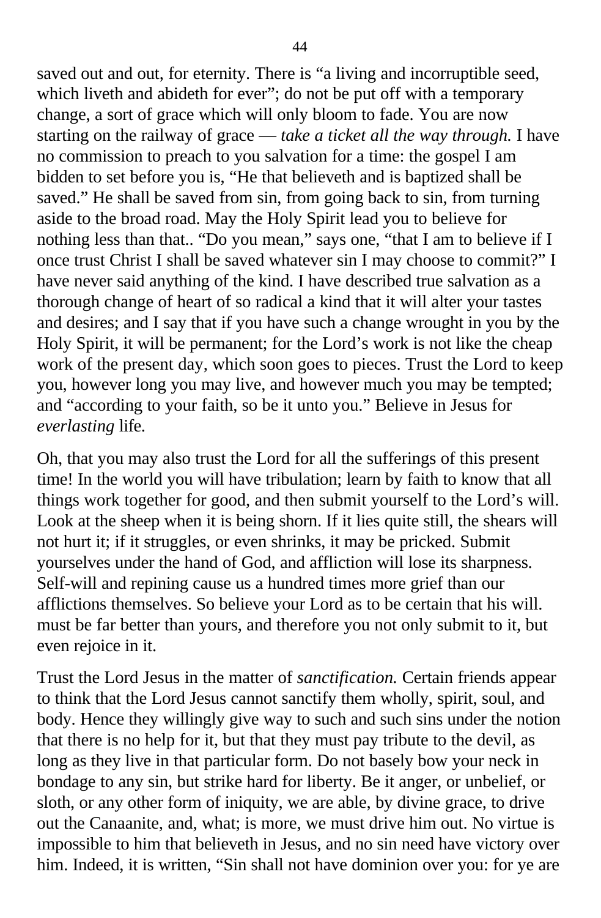saved out and out, for eternity. There is “a living and incorruptible seed, which liveth and abideth for ever”; do not be put off with a temporary change, a sort of grace which will only bloom to fade. You are now starting on the railway of grace — *take a ticket all the way through.* I have no commission to preach to you salvation for a time: the gospel I am bidden to set before you is, “He that believeth and is baptized shall be saved.” He shall be saved from sin, from going back to sin, from turning aside to the broad road. May the Holy Spirit lead you to believe for nothing less than that.. “Do you mean,” says one, “that I am to believe if I once trust Christ I shall be saved whatever sin I may choose to commit?” I have never said anything of the kind. I have described true salvation as a thorough change of heart of so radical a kind that it will alter your tastes and desires; and I say that if you have such a change wrought in you by the Holy Spirit, it will be permanent; for the Lord’s work is not like the cheap work of the present day, which soon goes to pieces. Trust the Lord to keep you, however long you may live, and however much you may be tempted; and “according to your faith, so be it unto you.” Believe in Jesus for *everlasting* life.

Oh, that you may also trust the Lord for all the sufferings of this present time! In the world you will have tribulation; learn by faith to know that all things work together for good, and then submit yourself to the Lord’s will. Look at the sheep when it is being shorn. If it lies quite still, the shears will not hurt it; if it struggles, or even shrinks, it may be pricked. Submit yourselves under the hand of God, and affliction will lose its sharpness. Self-will and repining cause us a hundred times more grief than our afflictions themselves. So believe your Lord as to be certain that his will. must be far better than yours, and therefore you not only submit to it, but even rejoice in it.

Trust the Lord Jesus in the matter of *sanctification.* Certain friends appear to think that the Lord Jesus cannot sanctify them wholly, spirit, soul, and body. Hence they willingly give way to such and such sins under the notion that there is no help for it, but that they must pay tribute to the devil, as long as they live in that particular form. Do not basely bow your neck in bondage to any sin, but strike hard for liberty. Be it anger, or unbelief, or sloth, or any other form of iniquity, we are able, by divine grace, to drive out the Canaanite, and, what; is more, we must drive him out. No virtue is impossible to him that believeth in Jesus, and no sin need have victory over him. Indeed, it is written, “Sin shall not have dominion over you: for ye are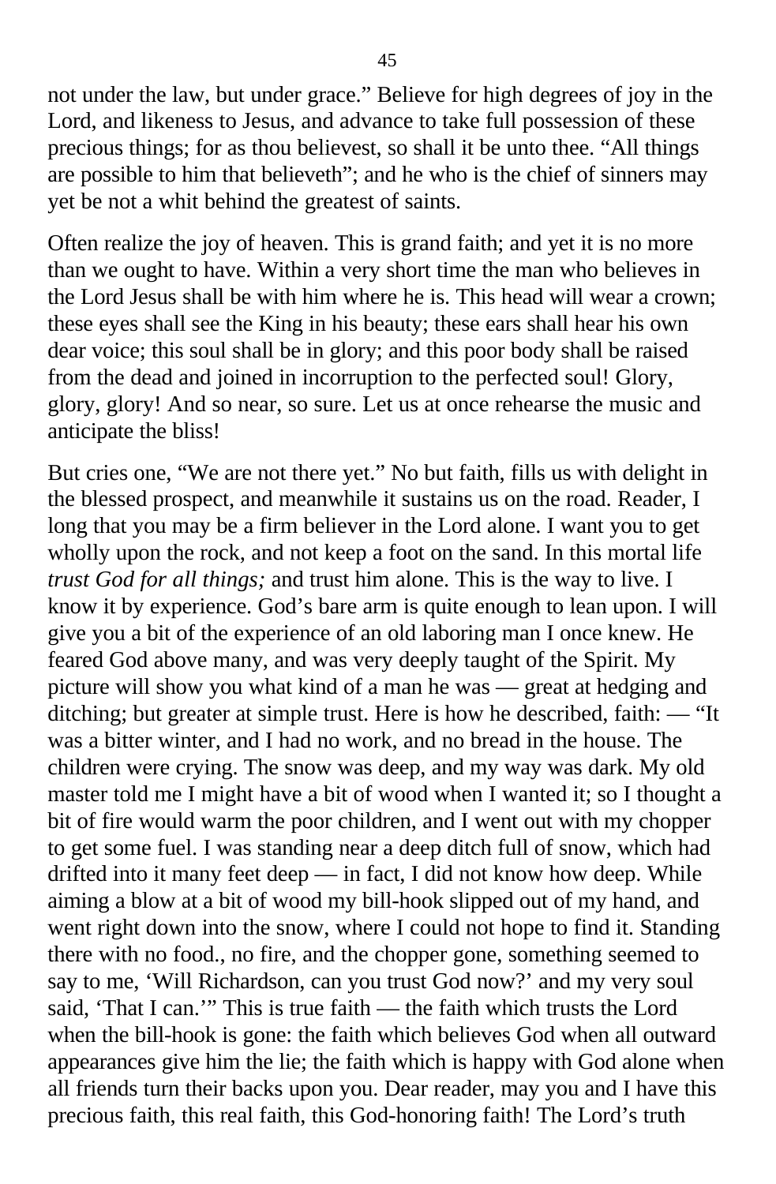not under the law, but under grace." Believe for high degrees of joy in the Lord, and likeness to Jesus, and advance to take full possession of these precious things; for as thou believest, so shall it be unto thee. "All things are possible to him that believeth"; and he who is the chief of sinners may yet be not a whit behind the greatest of saints.

Often realize the joy of heaven. This is grand faith; and yet it is no more than we ought to have. Within a very short time the man who believes in the Lord Jesus shall be with him where he is. This head will wear a crown; these eyes shall see the King in his beauty; these ears shall hear his own dear voice; this soul shall be in glory; and this poor body shall be raised from the dead and joined in incorruption to the perfected soul! Glory, glory, glory! And so near, so sure. Let us at once rehearse the music and anticipate the bliss!

But cries one, "We are not there yet." No but faith, fills us with delight in the blessed prospect, and meanwhile it sustains us on the road. Reader, I long that you may be a firm believer in the Lord alone. I want you to get wholly upon the rock, and not keep a foot on the sand. In this mortal life *trust God for all things;* and trust him alone. This is the way to live. I know it by experience. God's bare arm is quite enough to lean upon. I will give you a bit of the experience of an old laboring man I once knew. He feared God above many, and was very deeply taught of the Spirit. My picture will show you what kind of a man he was — great at hedging and ditching; but greater at simple trust. Here is how he described, faith: — "It was a bitter winter, and I had no work, and no bread in the house. The children were crying. The snow was deep, and my way was dark. My old master told me I might have a bit of wood when I wanted it; so I thought a bit of fire would warm the poor children, and I went out with my chopper to get some fuel. I was standing near a deep ditch full of snow, which had drifted into it many feet deep — in fact, I did not know how deep. While aiming a blow at a bit of wood my bill-hook slipped out of my hand, and went right down into the snow, where I could not hope to find it. Standing there with no food., no fire, and the chopper gone, something seemed to say to me, 'Will Richardson, can you trust God now?' and my very soul said, 'That I can.'" This is true faith — the faith which trusts the Lord when the bill-hook is gone: the faith which believes God when all outward appearances give him the lie; the faith which is happy with God alone when all friends turn their backs upon you. Dear reader, may you and I have this precious faith, this real faith, this God-honoring faith! The Lord's truth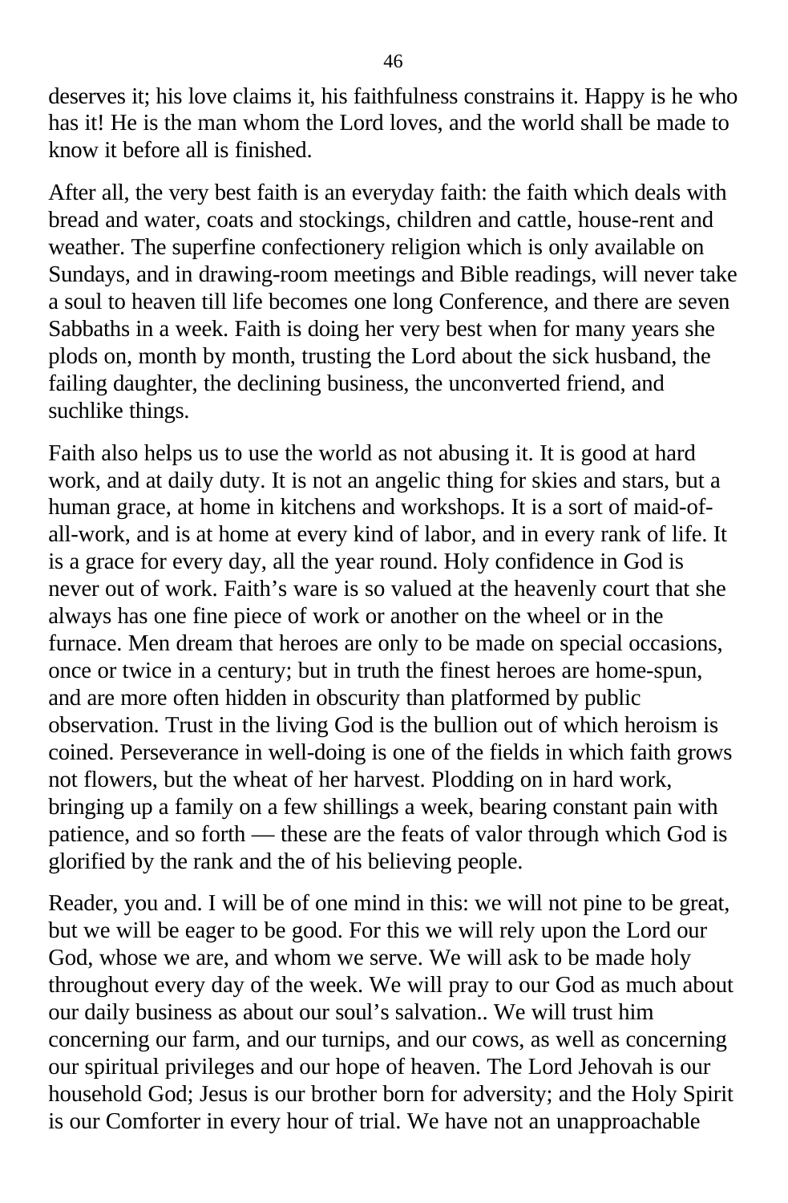deserves it; his love claims it, his faithfulness constrains it. Happy is he who has it! He is the man whom the Lord loves, and the world shall be made to know it before all is finished.

After all, the very best faith is an everyday faith: the faith which deals with bread and water, coats and stockings, children and cattle, house-rent and weather. The superfine confectionery religion which is only available on Sundays, and in drawing-room meetings and Bible readings, will never take a soul to heaven till life becomes one long Conference, and there are seven Sabbaths in a week. Faith is doing her very best when for many years she plods on, month by month, trusting the Lord about the sick husband, the failing daughter, the declining business, the unconverted friend, and suchlike things.

Faith also helps us to use the world as not abusing it. It is good at hard work, and at daily duty. It is not an angelic thing for skies and stars, but a human grace, at home in kitchens and workshops. It is a sort of maid-of-all-work, and is at home at every kind of labor, and in every rank of life. It is a grace for every day, all the year round. Holy confidence in God is never out of work. Faith's ware is so valued at the heavenly court that she always has one fine piece of work or another on the wheel or in the furnace. Men dream that heroes are only to be made on special occasions, once or twice in a century; but in truth the finest heroes are home-spun, and are more often hidden in obscurity than platformed by public observation. Trust in the living God is the bullion out of which heroism is coined. Perseverance in well-doing is one of the fields in which faith grows not flowers, but the wheat of her harvest. Plodding on in hard work, bringing up a family on a few shillings a week, bearing constant pain with patience, and so forth — these are the feats of valor through which God is glorified by the rank and the of his believing people.

Reader, you and. I will be of one mind in this: we will not pine to be great, but we will be eager to be good. For this we will rely upon the Lord our God, whose we are, and whom we serve. We will ask to be made holy throughout every day of the week. We will pray to our God as much about our daily business as about our soul's salvation.. We will trust him concerning our farm, and our turnips, and our cows, as well as concerning our spiritual privileges and our hope of heaven. The Lord Jehovah is our household God; Jesus is our brother born for adversity; and the Holy Spirit is our Comforter in every hour of trial. We have not an unapproachable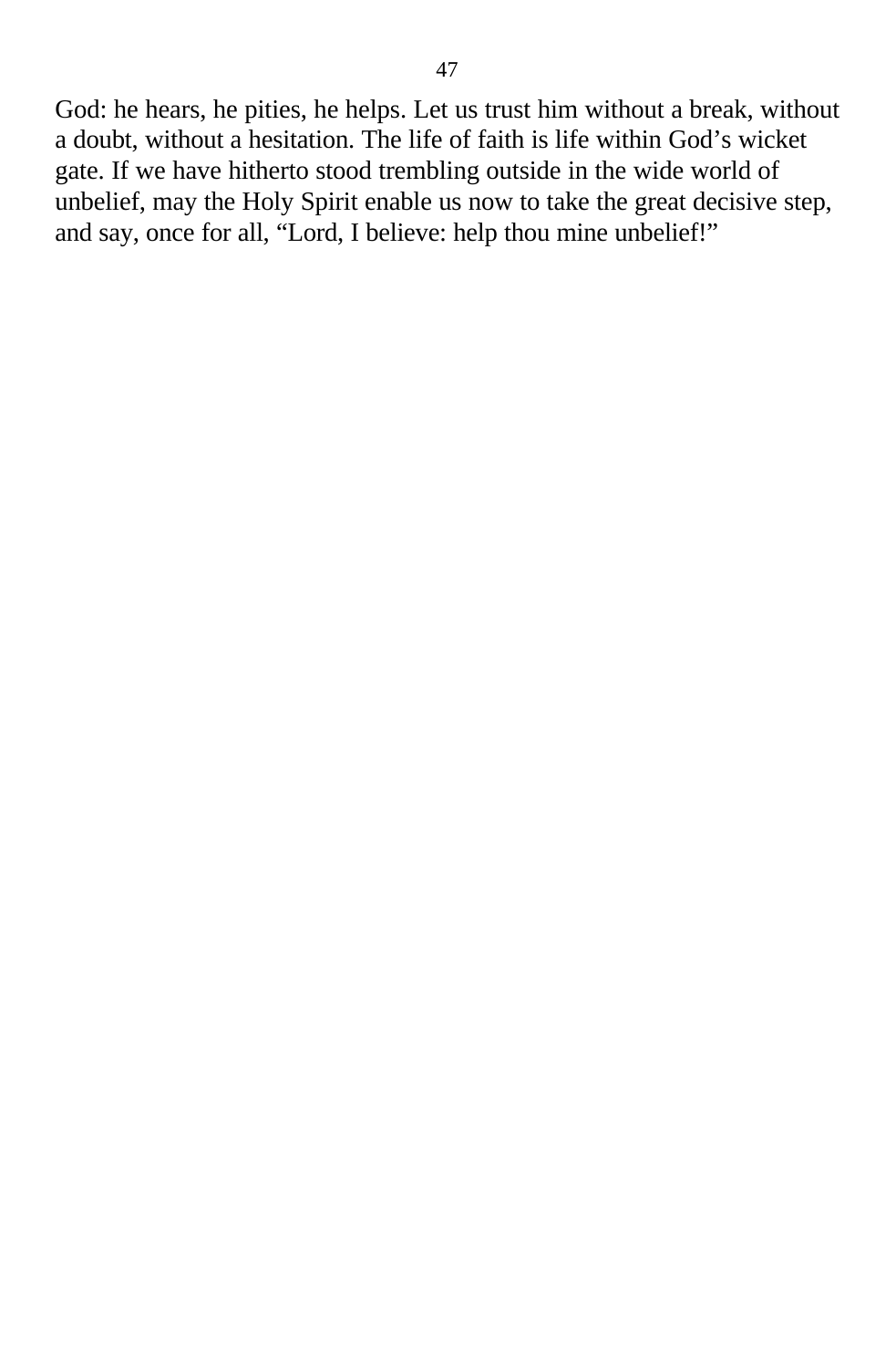God: he hears, he pities, he helps. Let us trust him without a break, without a doubt, without a hesitation. The life of faith is life within God's wicket gate. If we have hitherto stood trembling outside in the wide world of unbelief, may the Holy Spirit enable us now to take the great decisive step, and say, once for all, "Lord, I believe: help thou mine unbelief!"